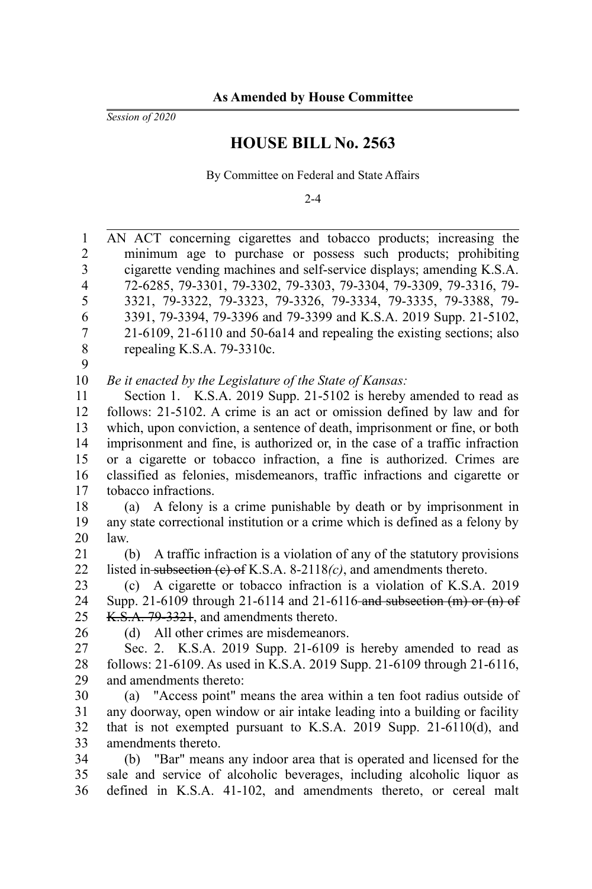**As Amended by House Committee**

*Session of 2020*

# HOUSE BILL No. 2563

By Committee on Federal and State Affairs

2-4

AN ACT concerning cigarettes and tobacco products; increasing the minimum age to purchase or possess such products; prohibiting cigarette vending machines and self-service displays; amending K.S.A. 72-6285, 79-3301, 79-3302, 79-3303, 79-3304, 79-3309, 79-3316, 79-3321, 79-3322, 79-3323, 79-3326, 79-3334, 79-3335, 79-3388, 79-3391, 79-3394, 79-3396 and 79-3399 and K.S.A. 2019 Supp. 21-5102, 21-6109, 21-6110 and 50-6a14 and repealing the existing sections; also repealing K.S.A. 79-3310c.

*Be it enacted by the Legislature of the State of Kansas:*

Section 1. K.S.A. 2019 Supp. 21-5102 is hereby amended to read as follows: 21-5102. A crime is an act or omission defined by law and for which, upon conviction, a sentence of death, imprisonment or fine, or both imprisonment and fine, is authorized or, in the case of a traffic infraction or a cigarette or tobacco infraction, a fine is authorized. Crimes are classified as felonies, misdemeanors, traffic infractions and cigarette or tobacco infractions.

(a) A felony is a crime punishable by death or by imprisonment in any state correctional institution or a crime which is defined as a felony by law.

(b) A traffic infraction is a violation of any of the statutory provisions listed in ~~subsection (c) of~~ K.S.A. 8-2118*(c)*, and amendments thereto.

(c) A cigarette or tobacco infraction is a violation of K.S.A. 2019 Supp. 21-6109 through 21-6114 and 21-6116 ~~and subsection (m) or (n) of K.S.A. 79-3321~~, and amendments thereto.

(d) All other crimes are misdemeanors.

Sec. 2. K.S.A. 2019 Supp. 21-6109 is hereby amended to read as follows: 21-6109. As used in K.S.A. 2019 Supp. 21-6109 through 21-6116, and amendments thereto:

(a) "Access point" means the area within a ten foot radius outside of any doorway, open window or air intake leading into a building or facility that is not exempted pursuant to K.S.A. 2019 Supp. 21-6110(d), and amendments thereto.

(b) "Bar" means any indoor area that is operated and licensed for the sale and service of alcoholic beverages, including alcoholic liquor as defined in K.S.A. 41-102, and amendments thereto, or cereal malt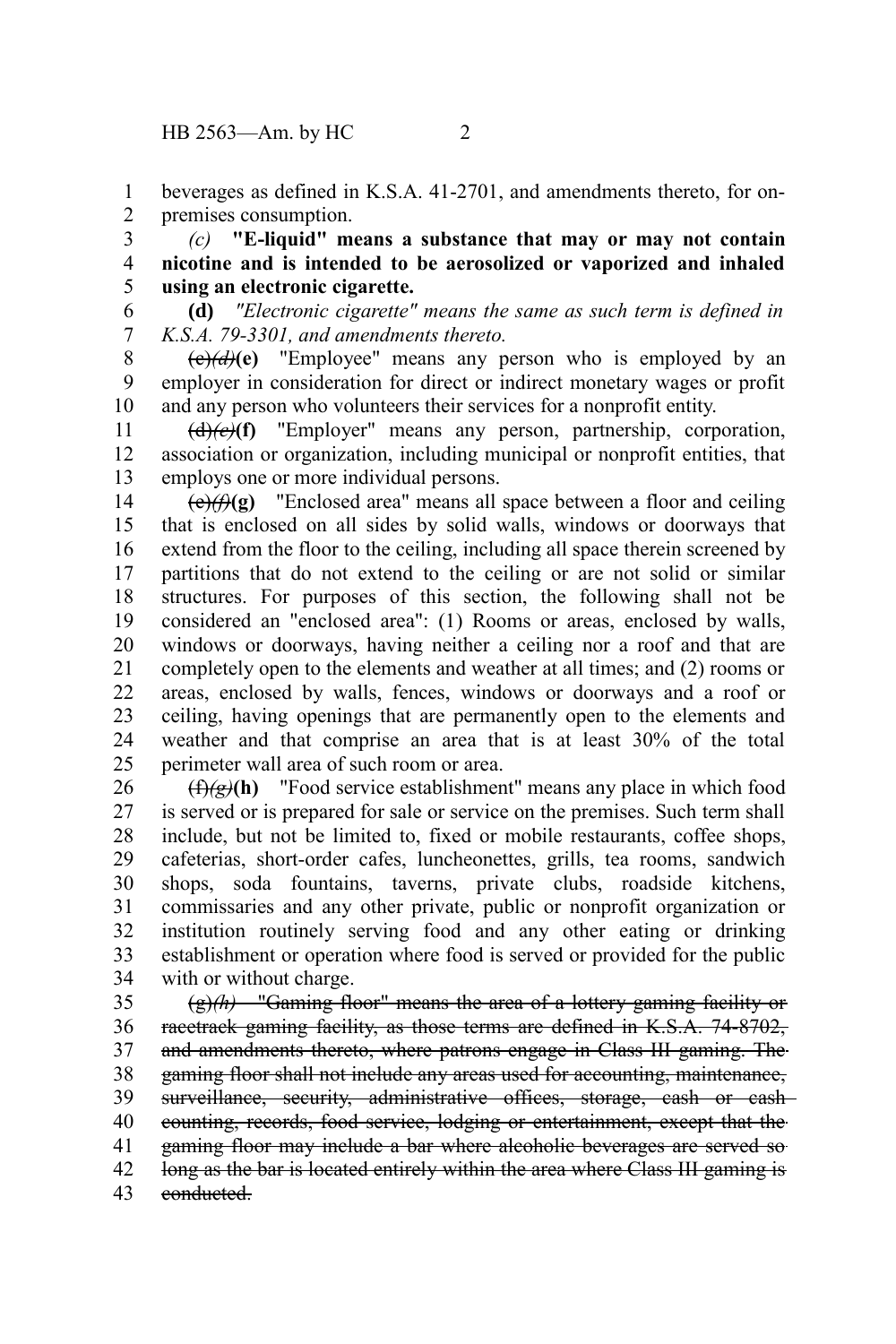beverages as defined in K.S.A. 41-2701, and amendments thereto, for on-premises consumption.

*(c)* **"E-liquid" means a substance that may or may not contain nicotine and is intended to be aerosolized or vaporized and inhaled using an electronic cigarette.**

**(d)** *"Electronic cigarette" means the same as such term is defined in K.S.A. 79-3301, and amendments thereto.*

~~(c)~~*~~(d)~~***(e)** "Employee" means any person who is employed by an employer in consideration for direct or indirect monetary wages or profit and any person who volunteers their services for a nonprofit entity.

~~(d)~~*~~(e)~~***(f)** "Employer" means any person, partnership, corporation, association or organization, including municipal or nonprofit entities, that employs one or more individual persons.

~~(e)~~*~~(f)~~***(g)** "Enclosed area" means all space between a floor and ceiling that is enclosed on all sides by solid walls, windows or doorways that extend from the floor to the ceiling, including all space therein screened by partitions that do not extend to the ceiling or are not solid or similar structures. For purposes of this section, the following shall not be considered an "enclosed area": (1) Rooms or areas, enclosed by walls, windows or doorways, having neither a ceiling nor a roof and that are completely open to the elements and weather at all times; and (2) rooms or areas, enclosed by walls, fences, windows or doorways and a roof or ceiling, having openings that are permanently open to the elements and weather and that comprise an area that is at least 30% of the total perimeter wall area of such room or area.

~~(f)~~*~~(g)~~***(h)** "Food service establishment" means any place in which food is served or is prepared for sale or service on the premises. Such term shall include, but not be limited to, fixed or mobile restaurants, coffee shops, cafeterias, short-order cafes, luncheonettes, grills, tea rooms, sandwich shops, soda fountains, taverns, private clubs, roadside kitchens, commissaries and any other private, public or nonprofit organization or institution routinely serving food and any other eating or drinking establishment or operation where food is served or provided for the public with or without charge.

~~(g)~~*~~(h)~~ ~~"Gaming floor" means the area of a lottery gaming facility or racetrack gaming facility, as those terms are defined in K.S.A. 74-8702, and amendments thereto, where patrons engage in Class III gaming. The gaming floor shall not include any areas used for accounting, maintenance, surveillance, security, administrative offices, storage, cash or cash counting, records, food service, lodging or entertainment, except that the gaming floor may include a bar where alcoholic beverages are served so long as the bar is located entirely within the area where Class III gaming is conducted.~~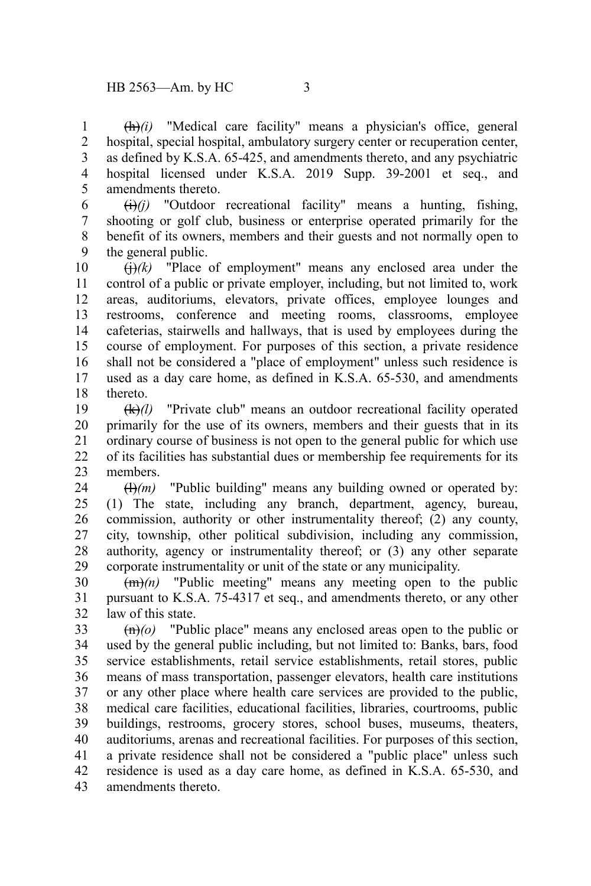~~(h)~~*(i)* "Medical care facility" means a physician's office, general hospital, special hospital, ambulatory surgery center or recuperation center, as defined by K.S.A. 65-425, and amendments thereto, and any psychiatric hospital licensed under K.S.A. 2019 Supp. 39-2001 et seq., and amendments thereto.

~~(i)~~*(j)* "Outdoor recreational facility" means a hunting, fishing, shooting or golf club, business or enterprise operated primarily for the benefit of its owners, members and their guests and not normally open to the general public.

~~(j)~~*(k)* "Place of employment" means any enclosed area under the control of a public or private employer, including, but not limited to, work areas, auditoriums, elevators, private offices, employee lounges and restrooms, conference and meeting rooms, classrooms, employee cafeterias, stairwells and hallways, that is used by employees during the course of employment. For purposes of this section, a private residence shall not be considered a "place of employment" unless such residence is used as a day care home, as defined in K.S.A. 65-530, and amendments thereto.

~~(k)~~*(l)* "Private club" means an outdoor recreational facility operated primarily for the use of its owners, members and their guests that in its ordinary course of business is not open to the general public for which use of its facilities has substantial dues or membership fee requirements for its members.

~~(l)~~*(m)* "Public building" means any building owned or operated by: (1) The state, including any branch, department, agency, bureau, commission, authority or other instrumentality thereof; (2) any county, city, township, other political subdivision, including any commission, authority, agency or instrumentality thereof; or (3) any other separate corporate instrumentality or unit of the state or any municipality.

~~(m)~~*(n)* "Public meeting" means any meeting open to the public pursuant to K.S.A. 75-4317 et seq., and amendments thereto, or any other law of this state.

~~(n)~~*(o)* "Public place" means any enclosed areas open to the public or used by the general public including, but not limited to: Banks, bars, food service establishments, retail service establishments, retail stores, public means of mass transportation, passenger elevators, health care institutions or any other place where health care services are provided to the public, medical care facilities, educational facilities, libraries, courtrooms, public buildings, restrooms, grocery stores, school buses, museums, theaters, auditoriums, arenas and recreational facilities. For purposes of this section, a private residence shall not be considered a "public place" unless such residence is used as a day care home, as defined in K.S.A. 65-530, and amendments thereto.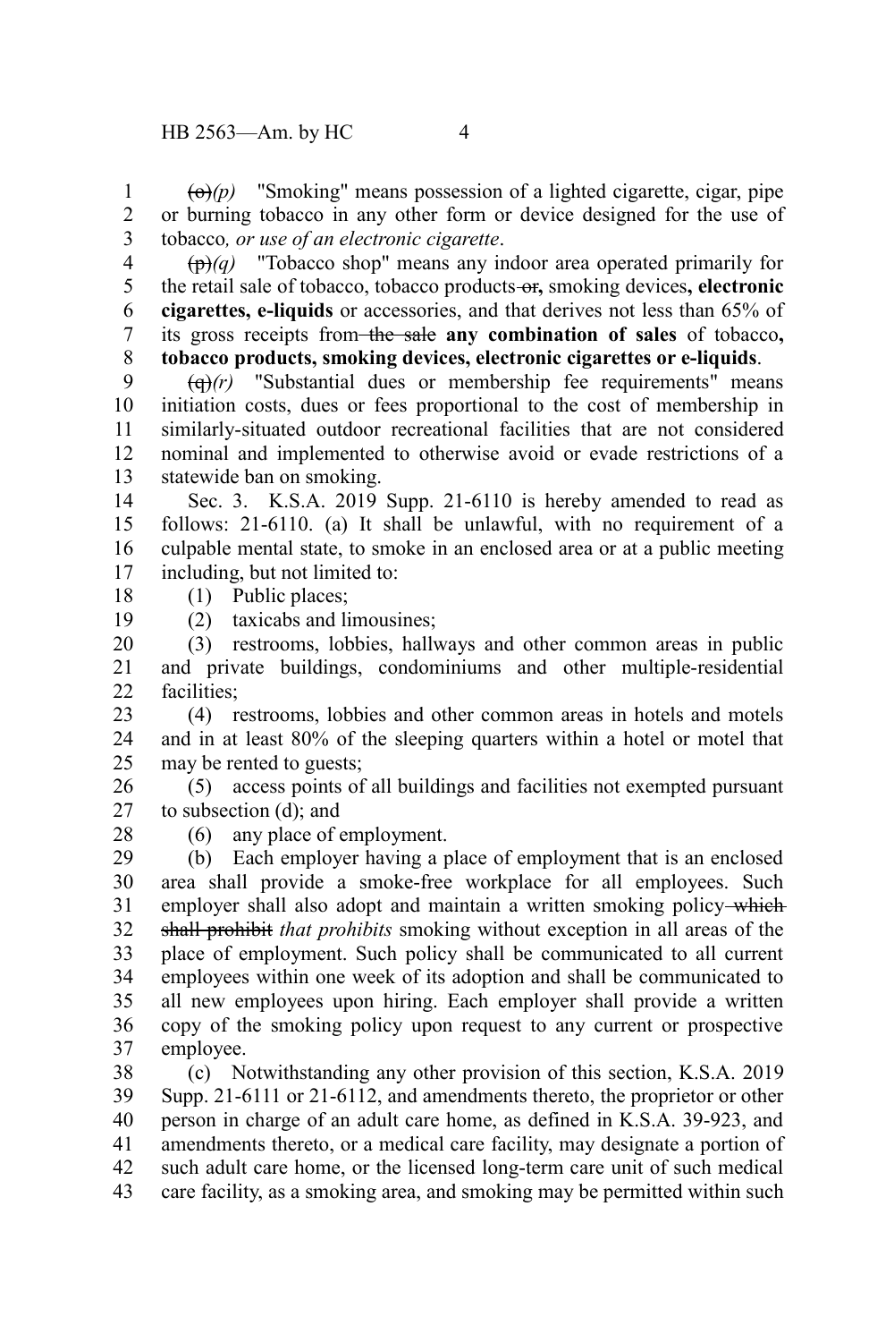~~(o)~~*(p)* "Smoking" means possession of a lighted cigarette, cigar, pipe or burning tobacco in any other form or device designed for the use of tobacco*, or use of an electronic cigarette*.

~~(p)~~*(q)* "Tobacco shop" means any indoor area operated primarily for the retail sale of tobacco, tobacco products ~~or~~**,** smoking devices**, electronic cigarettes, e-liquids** or accessories, and that derives not less than 65% of its gross receipts from ~~the sale~~ **any combination of sales** of tobacco**, tobacco products, smoking devices, electronic cigarettes or e-liquids**.

~~(q)~~*(r)* "Substantial dues or membership fee requirements" means initiation costs, dues or fees proportional to the cost of membership in similarly-situated outdoor recreational facilities that are not considered nominal and implemented to otherwise avoid or evade restrictions of a statewide ban on smoking.

Sec. 3. K.S.A. 2019 Supp. 21-6110 is hereby amended to read as follows: 21-6110. (a) It shall be unlawful, with no requirement of a culpable mental state, to smoke in an enclosed area or at a public meeting including, but not limited to:

(1) Public places;

(2) taxicabs and limousines;

(3) restrooms, lobbies, hallways and other common areas in public and private buildings, condominiums and other multiple-residential facilities;

(4) restrooms, lobbies and other common areas in hotels and motels and in at least 80% of the sleeping quarters within a hotel or motel that may be rented to guests;

(5) access points of all buildings and facilities not exempted pursuant to subsection (d); and

(6) any place of employment.

(b) Each employer having a place of employment that is an enclosed area shall provide a smoke-free workplace for all employees. Such employer shall also adopt and maintain a written smoking policy ~~which shall prohibit~~ *that prohibits* smoking without exception in all areas of the place of employment. Such policy shall be communicated to all current employees within one week of its adoption and shall be communicated to all new employees upon hiring. Each employer shall provide a written copy of the smoking policy upon request to any current or prospective employee.

(c) Notwithstanding any other provision of this section, K.S.A. 2019 Supp. 21-6111 or 21-6112, and amendments thereto, the proprietor or other person in charge of an adult care home, as defined in K.S.A. 39-923, and amendments thereto, or a medical care facility, may designate a portion of such adult care home, or the licensed long-term care unit of such medical care facility, as a smoking area, and smoking may be permitted within such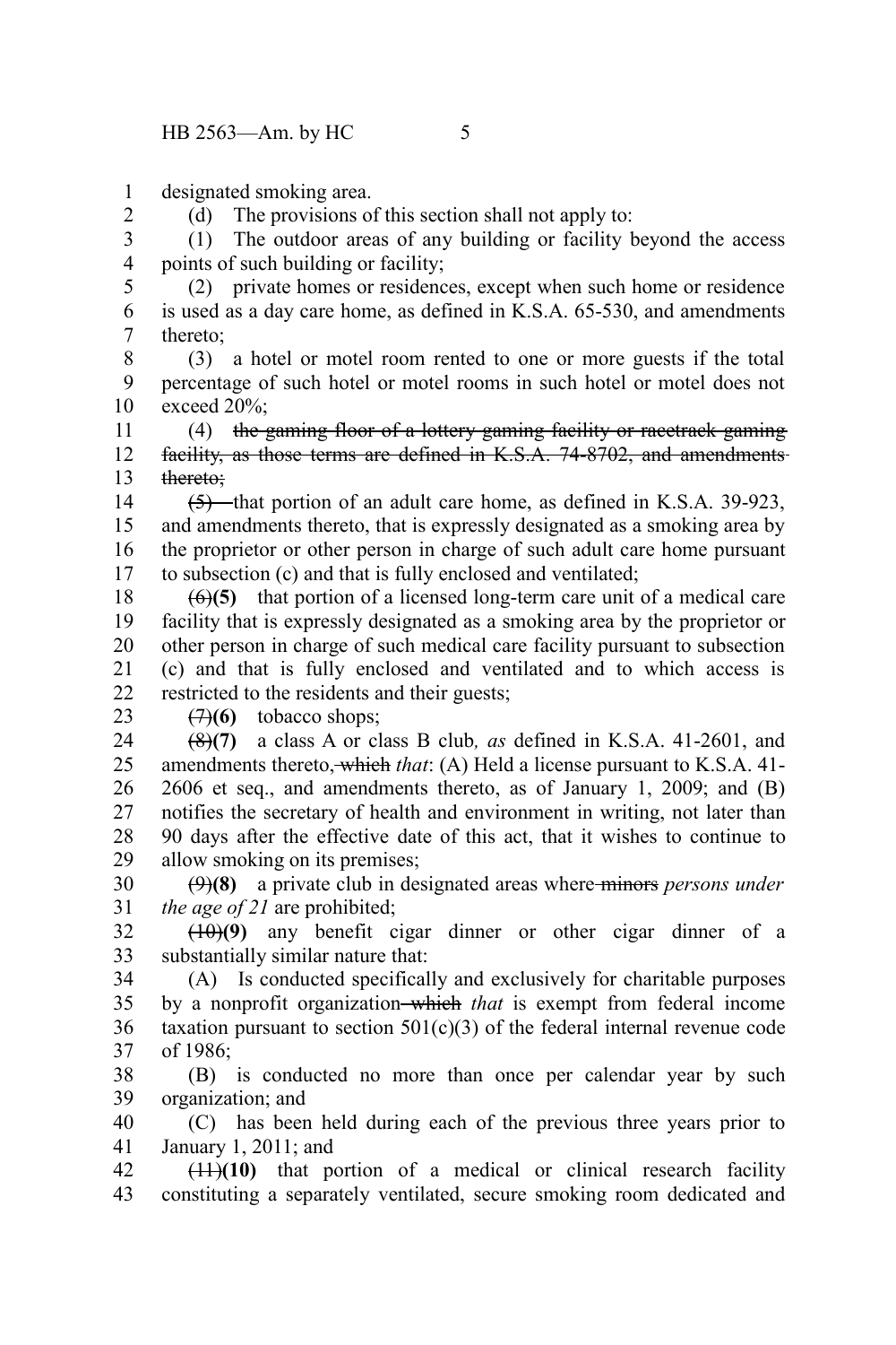designated smoking area.

(d) The provisions of this section shall not apply to:

(1) The outdoor areas of any building or facility beyond the access points of such building or facility;

(2) private homes or residences, except when such home or residence is used as a day care home, as defined in K.S.A. 65-530, and amendments thereto;

(3) a hotel or motel room rented to one or more guests if the total percentage of such hotel or motel rooms in such hotel or motel does not exceed 20%;

(4) ~~the gaming floor of a lottery gaming facility or racetrack gaming facility, as those terms are defined in K.S.A. 74-8702, and amendments thereto;~~

~~(5)~~ that portion of an adult care home, as defined in K.S.A. 39-923, and amendments thereto, that is expressly designated as a smoking area by the proprietor or other person in charge of such adult care home pursuant to subsection (c) and that is fully enclosed and ventilated;

~~(6)~~**(5)** that portion of a licensed long-term care unit of a medical care facility that is expressly designated as a smoking area by the proprietor or other person in charge of such medical care facility pursuant to subsection (c) and that is fully enclosed and ventilated and to which access is restricted to the residents and their guests;

~~(7)~~**(6)** tobacco shops;

~~(8)~~**(7)** a class A or class B club*, as* defined in K.S.A. 41-2601, and amendments thereto~~, which~~ *that*: (A) Held a license pursuant to K.S.A. 41-2606 et seq., and amendments thereto, as of January 1, 2009; and (B) notifies the secretary of health and environment in writing, not later than 90 days after the effective date of this act, that it wishes to continue to allow smoking on its premises;

~~(9)~~**(8)** a private club in designated areas where ~~minors~~ *persons under the age of 21* are prohibited;

~~(10)~~**(9)** any benefit cigar dinner or other cigar dinner of a substantially similar nature that:

(A) Is conducted specifically and exclusively for charitable purposes by a nonprofit organization ~~which~~ *that* is exempt from federal income taxation pursuant to section 501(c)(3) of the federal internal revenue code of 1986;

(B) is conducted no more than once per calendar year by such organization; and

(C) has been held during each of the previous three years prior to January 1, 2011; and

~~(11)~~**(10)** that portion of a medical or clinical research facility constituting a separately ventilated, secure smoking room dedicated and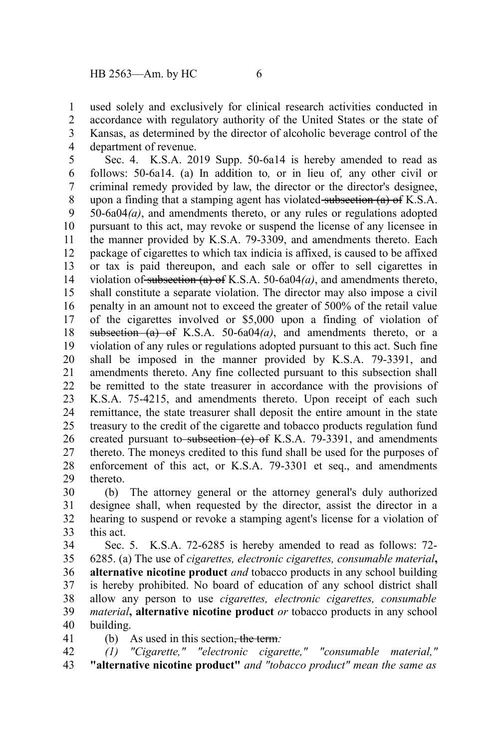used solely and exclusively for clinical research activities conducted in accordance with regulatory authority of the United States or the state of Kansas, as determined by the director of alcoholic beverage control of the department of revenue.

Sec. 4. K.S.A. 2019 Supp. 50-6a14 is hereby amended to read as follows: 50-6a14. (a) In addition to*,* or in lieu of*,* any other civil or criminal remedy provided by law, the director or the director's designee, upon a finding that a stamping agent has violated ~~subsection (a) of~~ K.S.A. 50-6a04*(a)*, and amendments thereto, or any rules or regulations adopted pursuant to this act, may revoke or suspend the license of any licensee in the manner provided by K.S.A. 79-3309, and amendments thereto. Each package of cigarettes to which tax indicia is affixed, is caused to be affixed or tax is paid thereupon, and each sale or offer to sell cigarettes in violation of ~~subsection (a) of~~ K.S.A. 50-6a04*(a)*, and amendments thereto, shall constitute a separate violation. The director may also impose a civil penalty in an amount not to exceed the greater of 500% of the retail value of the cigarettes involved or $5,000 upon a finding of violation of ~~subsection (a) of~~ K.S.A. 50-6a04*(a)*, and amendments thereto, or a violation of any rules or regulations adopted pursuant to this act. Such fine shall be imposed in the manner provided by K.S.A. 79-3391, and amendments thereto. Any fine collected pursuant to this subsection shall be remitted to the state treasurer in accordance with the provisions of K.S.A. 75-4215, and amendments thereto. Upon receipt of each such remittance, the state treasurer shall deposit the entire amount in the state treasury to the credit of the cigarette and tobacco products regulation fund created pursuant to ~~subsection (c) of~~ K.S.A. 79-3391, and amendments thereto. The moneys credited to this fund shall be used for the purposes of enforcement of this act, or K.S.A. 79-3301 et seq., and amendments thereto.

(b) The attorney general or the attorney general's duly authorized designee shall, when requested by the director, assist the director in a hearing to suspend or revoke a stamping agent's license for a violation of this act.

Sec. 5. K.S.A. 72-6285 is hereby amended to read as follows: 72-6285. (a) The use of *cigarettes, electronic cigarettes, consumable material***, alternative nicotine product** *and* tobacco products in any school building is hereby prohibited. No board of education of any school district shall allow any person to use *cigarettes, electronic cigarettes, consumable material***, alternative nicotine product** *or* tobacco products in any school building.

(b) As used in this section~~, the term~~*:*

*(1) "Cigarette," "electronic cigarette," "consumable material,"* **"alternative nicotine product"** *and "tobacco product" mean the same as*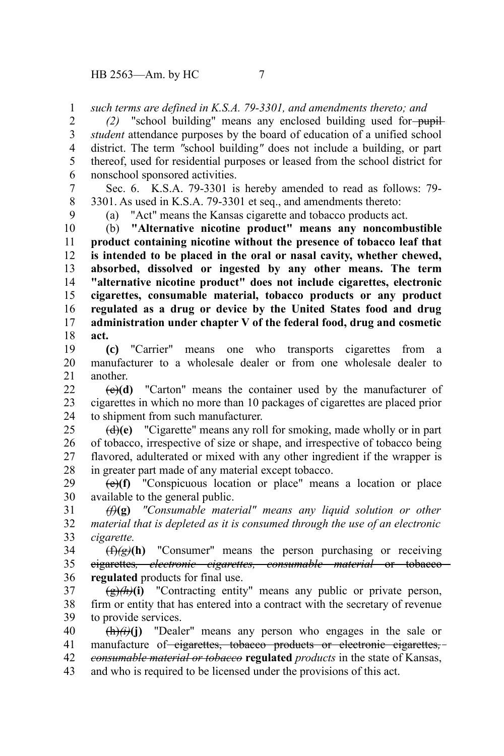*such terms are defined in K.S.A. 79-3301, and amendments thereto; and*

*(2)* "school building" means any enclosed building used for ~~pupil~~ *student* attendance purposes by the board of education of a unified school district. The term *"*school building*"* does not include a building, or part thereof, used for residential purposes or leased from the school district for nonschool sponsored activities.

Sec. 6. K.S.A. 79-3301 is hereby amended to read as follows: 79-3301. As used in K.S.A. 79-3301 et seq., and amendments thereto:

(a) "Act" means the Kansas cigarette and tobacco products act.

(b) **"Alternative nicotine product" means any noncombustible product containing nicotine without the presence of tobacco leaf that is intended to be placed in the oral or nasal cavity, whether chewed, absorbed, dissolved or ingested by any other means. The term "alternative nicotine product" does not include cigarettes, electronic cigarettes, consumable material, tobacco products or any product regulated as a drug or device by the United States food and drug administration under chapter V of the federal food, drug and cosmetic act.**

**(c)** "Carrier" means one who transports cigarettes from a manufacturer to a wholesale dealer or from one wholesale dealer to another.

~~(c)~~**(d)** "Carton" means the container used by the manufacturer of cigarettes in which no more than 10 packages of cigarettes are placed prior to shipment from such manufacturer.

~~(d)~~**(e)** "Cigarette" means any roll for smoking, made wholly or in part of tobacco, irrespective of size or shape, and irrespective of tobacco being flavored, adulterated or mixed with any other ingredient if the wrapper is in greater part made of any material except tobacco.

~~(e)~~**(f)** "Conspicuous location or place" means a location or place available to the general public.

~~*(f)*~~**(g)** *"Consumable material" means any liquid solution or other material that is depleted as it is consumed through the use of an electronic cigarette.*

~~(f)~~~~*(g)*~~**(h)** "Consumer" means the person purchasing or receiving ~~cigarettes~~*~~, electronic cigarettes, consumable material~~* ~~or tobacco~~ **regulated** products for final use.

~~(g)~~~~*(h)*~~**(i)** "Contracting entity" means any public or private person, firm or entity that has entered into a contract with the secretary of revenue to provide services.

~~(h)~~~~*(i)*~~**(j)** "Dealer" means any person who engages in the sale or manufacture of ~~cigarettes, tobacco products or electronic cigarettes,~~ *~~consumable material or tobacco~~* **regulated** *products* in the state of Kansas, and who is required to be licensed under the provisions of this act.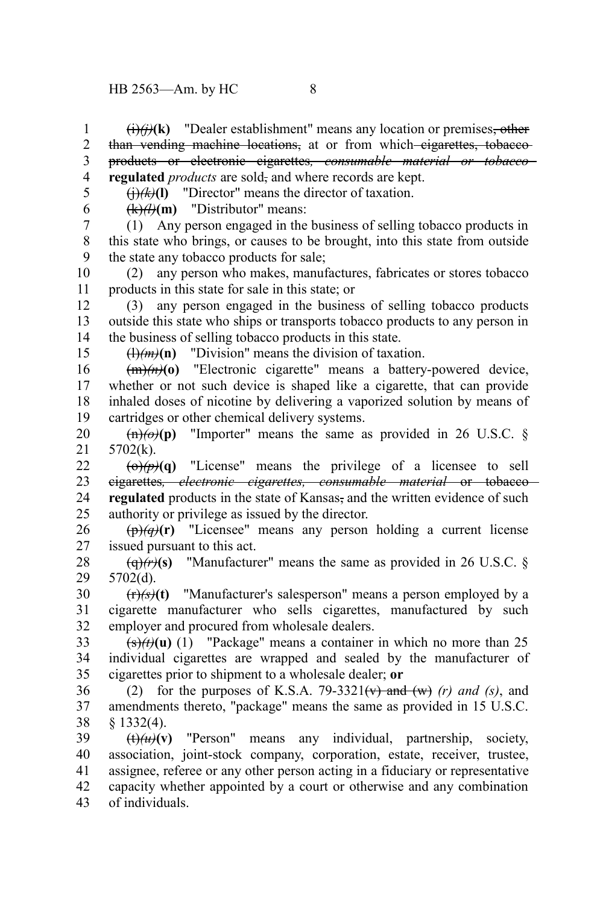~~(i)~~*(j)***(k)** "Dealer establishment" means any location or premises~~, other than vending machine locations,~~ at or from which ~~cigarettes, tobacco products or electronic cigarettes~~*, consumable material or tobacco* **regulated** *products* are sold~~,~~ and where records are kept.

~~(j)~~*(k)***(l)** "Director" means the director of taxation.

~~(k)~~*(l)***(m)** "Distributor" means:

(1) Any person engaged in the business of selling tobacco products in this state who brings, or causes to be brought, into this state from outside the state any tobacco products for sale;

(2) any person who makes, manufactures, fabricates or stores tobacco products in this state for sale in this state; or

(3) any person engaged in the business of selling tobacco products outside this state who ships or transports tobacco products to any person in the business of selling tobacco products in this state.

~~(l)~~*(m)***(n)** "Division" means the division of taxation.

~~(m)~~*(n)***(o)** "Electronic cigarette" means a battery-powered device, whether or not such device is shaped like a cigarette, that can provide inhaled doses of nicotine by delivering a vaporized solution by means of cartridges or other chemical delivery systems.

~~(n)~~*(o)***(p)** "Importer" means the same as provided in 26 U.S.C. § 5702(k).

~~(o)~~*(p)***(q)** "License" means the privilege of a licensee to sell ~~cigarettes~~*, ~~electronic cigarettes, consumable material~~* or ~~tobacco~~ **regulated** products in the state of Kansas~~,~~ and the written evidence of such authority or privilege as issued by the director.

~~(p)~~*(q)***(r)** "Licensee" means any person holding a current license issued pursuant to this act.

~~(q)~~*(r)***(s)** "Manufacturer" means the same as provided in 26 U.S.C. § 5702(d).

~~(r)~~*(s)***(t)** "Manufacturer's salesperson" means a person employed by a cigarette manufacturer who sells cigarettes, manufactured by such employer and procured from wholesale dealers.

~~(s)~~*(t)***(u)** (1) "Package" means a container in which no more than 25 individual cigarettes are wrapped and sealed by the manufacturer of cigarettes prior to shipment to a wholesale dealer; **or**

(2) for the purposes of K.S.A. 79-3321~~(v) and (w)~~ *(r) and (s)*, and amendments thereto, "package" means the same as provided in 15 U.S.C. § 1332(4).

~~(t)~~*(u)***(v)** "Person" means any individual, partnership, society, association, joint-stock company, corporation, estate, receiver, trustee, assignee, referee or any other person acting in a fiduciary or representative capacity whether appointed by a court or otherwise and any combination of individuals.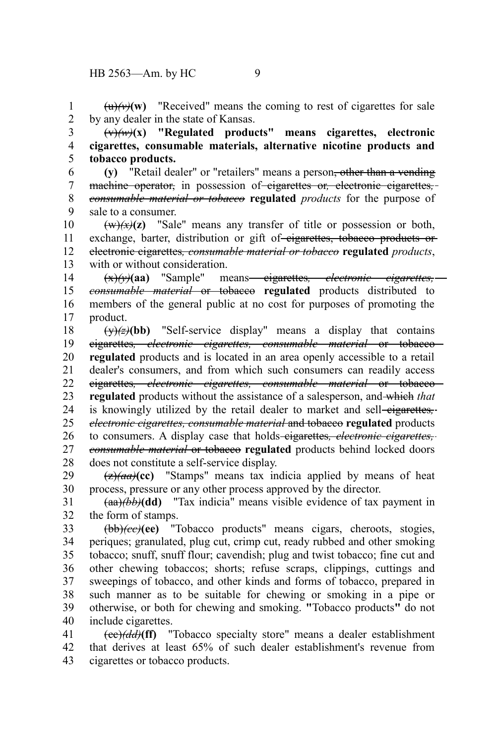(u)*(v)***(w)** "Received" means the coming to rest of cigarettes for sale by any dealer in the state of Kansas.

(v)*(w)***(x) "Regulated products" means cigarettes, electronic cigarettes, consumable materials, alternative nicotine products and tobacco products.**

**(y)** "Retail dealer" or "retailers" means a person~~, other than a vending machine operator,~~ in possession of ~~cigarettes or~~*~~, electronic cigarettes, consumable material or tobacco~~* **regulated** *products* for the purpose of sale to a consumer.

(w)*(x)***(z)** "Sale" means any transfer of title or possession or both, exchange, barter, distribution or gift of ~~cigarettes, tobacco products or electronic cigarettes~~*~~, consumable material or tobacco~~* **regulated** *products*, with or without consideration.

(x)*(y)***(aa)** "Sample" means ~~cigarettes~~*~~, electronic cigarettes, consumable material~~* ~~or tobacco~~ **regulated** products distributed to members of the general public at no cost for purposes of promoting the product.

(y)*(z)***(bb)** "Self-service display" means a display that contains ~~cigarettes~~*~~, electronic cigarettes, consumable material~~* ~~or tobacco~~ **regulated** products and is located in an area openly accessible to a retail dealer's consumers, and from which such consumers can readily access ~~cigarettes~~*~~, electronic cigarettes, consumable material~~* ~~or tobacco~~ **regulated** products without the assistance of a salesperson, and ~~which~~ *that* is knowingly utilized by the retail dealer to market and sell ~~cigarettes,~~ *~~electronic cigarettes, consumable material~~* ~~and tobacco~~ **regulated** products to consumers. A display case that holds ~~cigarettes~~*~~, electronic cigarettes, consumable material~~* ~~or tobacco~~ **regulated** products behind locked doors does not constitute a self-service display.

(z)*(aa)***(cc)** "Stamps" means tax indicia applied by means of heat process, pressure or any other process approved by the director.

(aa)*(bb)***(dd)** "Tax indicia" means visible evidence of tax payment in the form of stamps.

(bb)*(cc)***(ee)** "Tobacco products" means cigars, cheroots, stogies, periques; granulated, plug cut, crimp cut, ready rubbed and other smoking tobacco; snuff, snuff flour; cavendish; plug and twist tobacco; fine cut and other chewing tobaccos; shorts; refuse scraps, clippings, cuttings and sweepings of tobacco, and other kinds and forms of tobacco, prepared in such manner as to be suitable for chewing or smoking in a pipe or otherwise, or both for chewing and smoking. **"**Tobacco products**"** do not include cigarettes.

(cc)*(dd)***(ff)** "Tobacco specialty store" means a dealer establishment that derives at least 65% of such dealer establishment's revenue from cigarettes or tobacco products.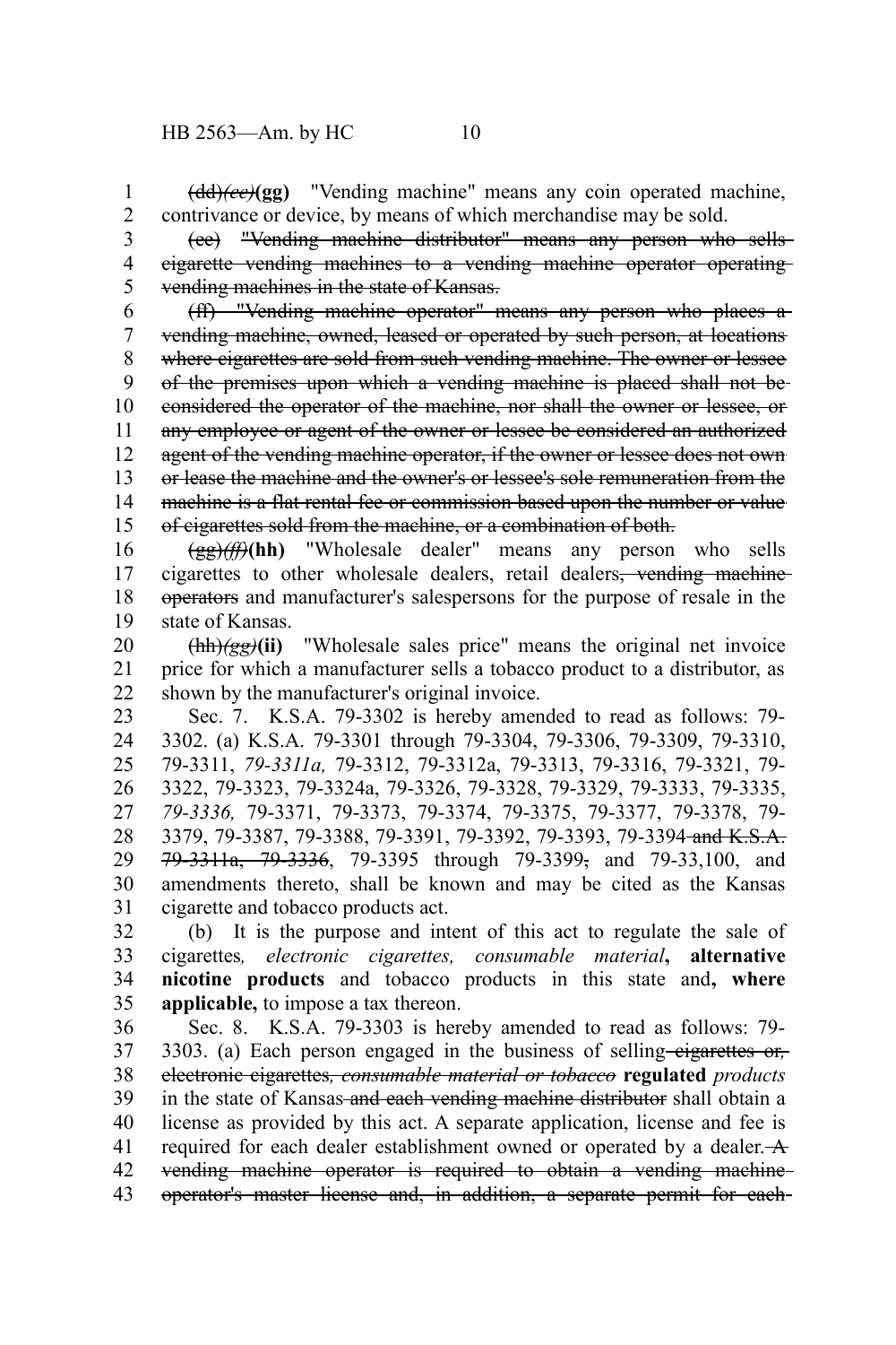~~(dd)~~*~~(ee)~~***(gg)** "Vending machine" means any coin operated machine, contrivance or device, by means of which merchandise may be sold.

~~(ee) "Vending machine distributor" means any person who sells cigarette vending machines to a vending machine operator operating vending machines in the state of Kansas.~~

~~(ff) "Vending machine operator" means any person who places a vending machine, owned, leased or operated by such person, at locations where cigarettes are sold from such vending machine. The owner or lessee of the premises upon which a vending machine is placed shall not be considered the operator of the machine, nor shall the owner or lessee, or any employee or agent of the owner or lessee be considered an authorized agent of the vending machine operator, if the owner or lessee does not own or lease the machine and the owner's or lessee's sole remuneration from the machine is a flat rental fee or commission based upon the number or value of cigarettes sold from the machine, or a combination of both.~~

~~(gg)~~*~~(ff)~~***(hh)** "Wholesale dealer" means any person who sells cigarettes to other wholesale dealers, retail dealers~~, vending machine operators~~ and manufacturer's salespersons for the purpose of resale in the state of Kansas.

~~(hh)~~*~~(gg)~~***(ii)** "Wholesale sales price" means the original net invoice price for which a manufacturer sells a tobacco product to a distributor, as shown by the manufacturer's original invoice.

Sec. 7. K.S.A. 79-3302 is hereby amended to read as follows: 79-3302. (a) K.S.A. 79-3301 through 79-3304, 79-3306, 79-3309, 79-3310, 79-3311, *79-3311a,* 79-3312, 79-3312a, 79-3313, 79-3316, 79-3321, 79-3322, 79-3323, 79-3324a, 79-3326, 79-3328, 79-3329, 79-3333, 79-3335, *79-3336,* 79-3371, 79-3373, 79-3374, 79-3375, 79-3377, 79-3378, 79-3379, 79-3387, 79-3388, 79-3391, 79-3392, 79-3393, 79-3394~~ and K.S.A. 79-3311a, 79-3336~~, 79-3395 through 79-3399~~,~~ and 79-33,100, and amendments thereto, shall be known and may be cited as the Kansas cigarette and tobacco products act.

(b) It is the purpose and intent of this act to regulate the sale of cigarettes*, electronic cigarettes, consumable material***, alternative nicotine products** and tobacco products in this state and**, where applicable,** to impose a tax thereon.

Sec. 8. K.S.A. 79-3303 is hereby amended to read as follows: 79-3303. (a) Each person engaged in the business of selling~~ cigarettes or, electronic cigarettes~~*~~, consumable material or tobacco~~* **regulated** *products* in the state of Kansas~~ and each vending machine distributor~~ shall obtain a license as provided by this act. A separate application, license and fee is required for each dealer establishment owned or operated by a dealer.~~ A vending machine operator is required to obtain a vending machine operator's master license and, in addition, a separate permit for each~~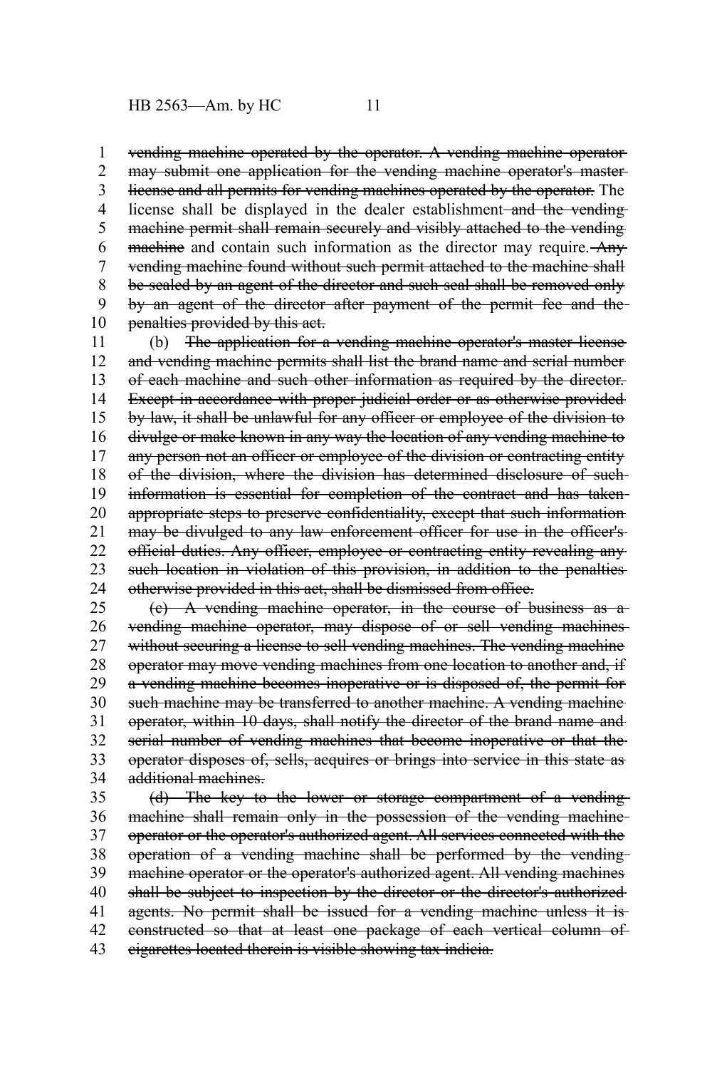~~vending machine operated by the operator. A vending machine operator may submit one application for the vending machine operator's master license and all permits for vending machines operated by the operator.~~ The license shall be displayed in the dealer establishment ~~and the vending machine permit shall remain securely and visibly attached to the vending machine~~ and contain such information as the director may require. ~~Any vending machine found without such permit attached to the machine shall be sealed by an agent of the director and such seal shall be removed only by an agent of the director after payment of the permit fee and the penalties provided by this act.~~

(b) ~~The application for a vending machine operator's master license and vending machine permits shall list the brand name and serial number of each machine and such other information as required by the director. Except in accordance with proper judicial order or as otherwise provided by law, it shall be unlawful for any officer or employee of the division to divulge or make known in any way the location of any vending machine to any person not an officer or employee of the division or contracting entity of the division, where the division has determined disclosure of such information is essential for completion of the contract and has taken appropriate steps to preserve confidentiality, except that such information may be divulged to any law enforcement officer for use in the officer's official duties. Any officer, employee or contracting entity revealing any such location in violation of this provision, in addition to the penalties otherwise provided in this act, shall be dismissed from office.~~

~~(c) A vending machine operator, in the course of business as a vending machine operator, may dispose of or sell vending machines without securing a license to sell vending machines. The vending machine operator may move vending machines from one location to another and, if a vending machine becomes inoperative or is disposed of, the permit for such machine may be transferred to another machine. A vending machine operator, within 10 days, shall notify the director of the brand name and serial number of vending machines that become inoperative or that the operator disposes of, sells, acquires or brings into service in this state as additional machines.~~

~~(d) The key to the lower or storage compartment of a vending machine shall remain only in the possession of the vending machine operator or the operator's authorized agent. All services connected with the operation of a vending machine shall be performed by the vending machine operator or the operator's authorized agent. All vending machines shall be subject to inspection by the director or the director's authorized agents. No permit shall be issued for a vending machine unless it is constructed so that at least one package of each vertical column of cigarettes located therein is visible showing tax indicia.~~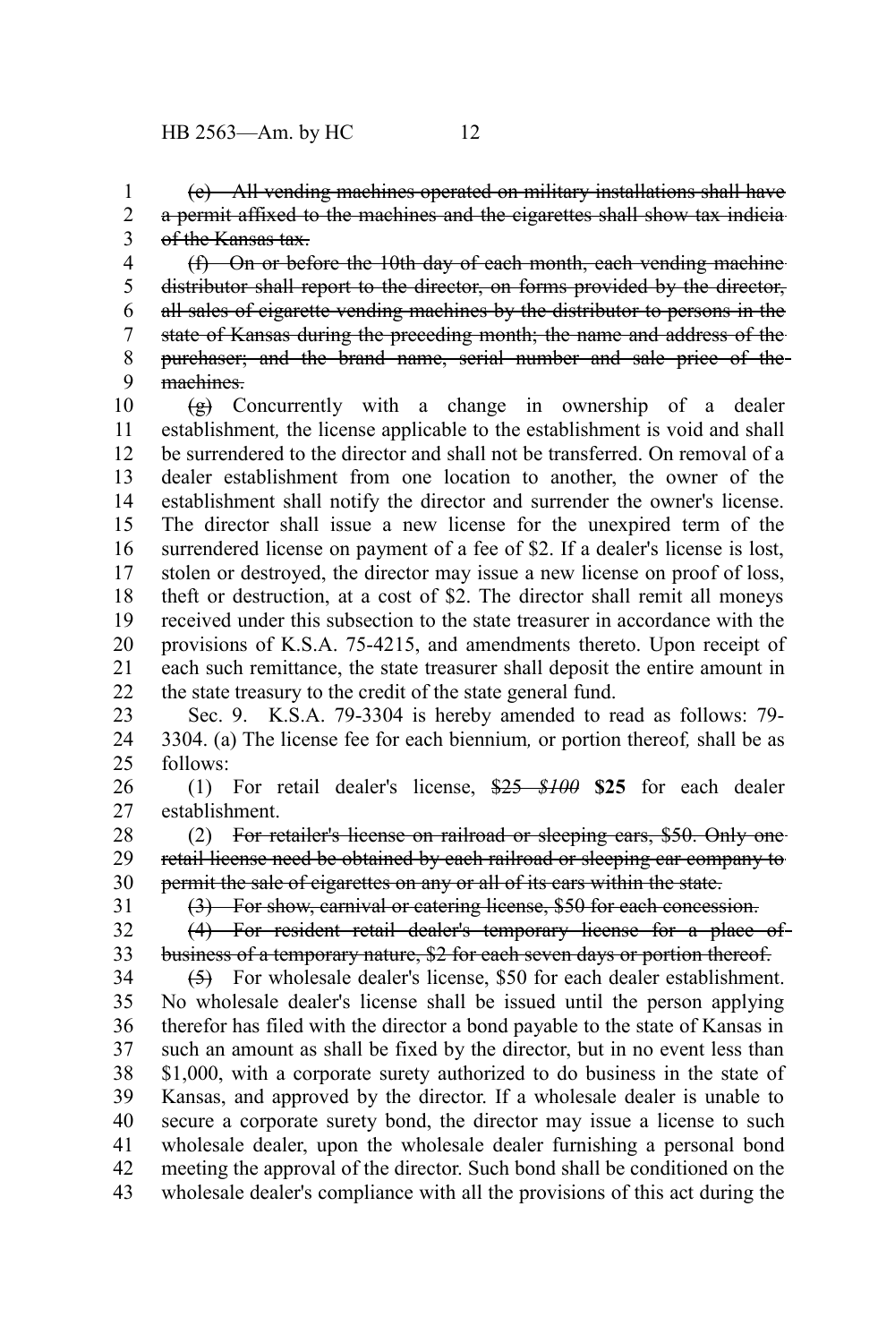~~(e) All vending machines operated on military installations shall have a permit affixed to the machines and the cigarettes shall show tax indicia of the Kansas tax.~~

~~(f) On or before the 10th day of each month, each vending machine distributor shall report to the director, on forms provided by the director, all sales of cigarette vending machines by the distributor to persons in the state of Kansas during the preceding month; the name and address of the purchaser; and the brand name, serial number and sale price of the machines.~~

~~(g)~~ Concurrently with a change in ownership of a dealer establishment*,* the license applicable to the establishment is void and shall be surrendered to the director and shall not be transferred. On removal of a dealer establishment from one location to another, the owner of the establishment shall notify the director and surrender the owner's license. The director shall issue a new license for the unexpired term of the surrendered license on payment of a fee of $2. If a dealer's license is lost, stolen or destroyed, the director may issue a new license on proof of loss, theft or destruction, at a cost of $2. The director shall remit all moneys received under this subsection to the state treasurer in accordance with the provisions of K.S.A. 75-4215, and amendments thereto. Upon receipt of each such remittance, the state treasurer shall deposit the entire amount in the state treasury to the credit of the state general fund.

Sec. 9. K.S.A. 79-3304 is hereby amended to read as follows: 79-3304. (a) The license fee for each biennium*,* or portion thereof*,* shall be as follows:

(1) For retail dealer's license, ~~$25~~ ~~*$100*~~ **$25** for each dealer establishment.

(2) ~~For retailer's license on railroad or sleeping cars, $50. Only one retail license need be obtained by each railroad or sleeping car company to permit the sale of cigarettes on any or all of its cars within the state.~~

~~(3) For show, carnival or catering license, $50 for each concession.~~

~~(4) For resident retail dealer's temporary license for a place of business of a temporary nature, $2 for each seven days or portion thereof.~~

~~(5)~~ For wholesale dealer's license, $50 for each dealer establishment. No wholesale dealer's license shall be issued until the person applying therefor has filed with the director a bond payable to the state of Kansas in such an amount as shall be fixed by the director, but in no event less than $1,000, with a corporate surety authorized to do business in the state of Kansas, and approved by the director. If a wholesale dealer is unable to secure a corporate surety bond, the director may issue a license to such wholesale dealer, upon the wholesale dealer furnishing a personal bond meeting the approval of the director. Such bond shall be conditioned on the wholesale dealer's compliance with all the provisions of this act during the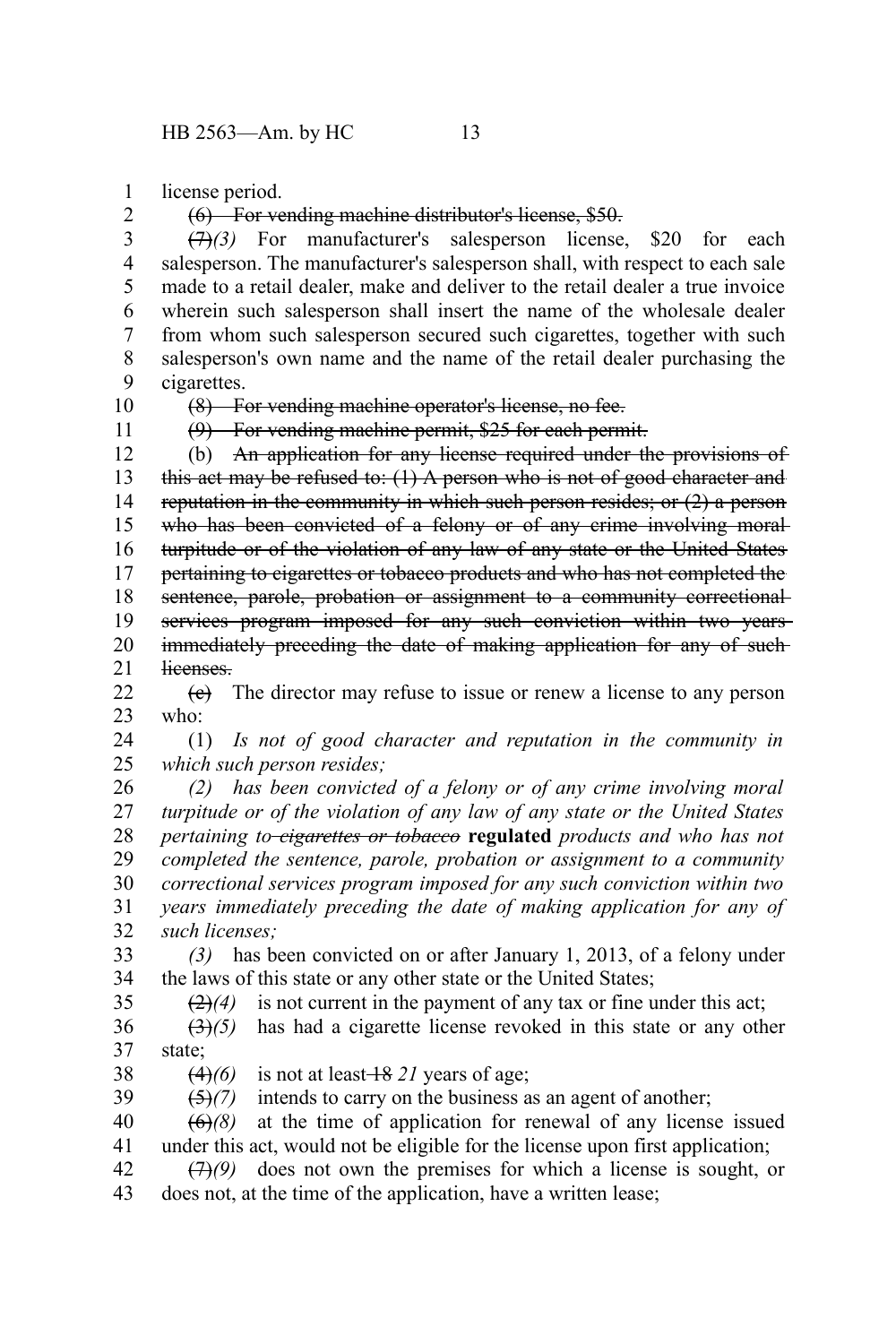license period.

~~(6) For vending machine distributor's license, $50.~~

~~(7)~~*(3)* For manufacturer's salesperson license, $20 for each salesperson. The manufacturer's salesperson shall, with respect to each sale made to a retail dealer, make and deliver to the retail dealer a true invoice wherein such salesperson shall insert the name of the wholesale dealer from whom such salesperson secured such cigarettes, together with such salesperson's own name and the name of the retail dealer purchasing the cigarettes.

~~(8) For vending machine operator's license, no fee.~~

~~(9) For vending machine permit, $25 for each permit.~~

(b) ~~An application for any license required under the provisions of this act may be refused to: (1) A person who is not of good character and reputation in the community in which such person resides; or (2) a person who has been convicted of a felony or of any crime involving moral turpitude or of the violation of any law of any state or the United States pertaining to cigarettes or tobacco products and who has not completed the sentence, parole, probation or assignment to a community correctional services program imposed for any such conviction within two years immediately preceding the date of making application for any of such licenses.~~

~~(c)~~ The director may refuse to issue or renew a license to any person who:

(1) *Is not of good character and reputation in the community in which such person resides;*

*(2) has been convicted of a felony or of any crime involving moral turpitude or of the violation of any law of any state or the United States pertaining to ~~cigarettes or tobacco~~* **regulated** *products and who has not completed the sentence, parole, probation or assignment to a community correctional services program imposed for any such conviction within two years immediately preceding the date of making application for any of such licenses;*

*(3)* has been convicted on or after January 1, 2013, of a felony under the laws of this state or any other state or the United States;

~~(2)~~*(4)* is not current in the payment of any tax or fine under this act;

~~(3)~~*(5)* has had a cigarette license revoked in this state or any other state;

~~(4)~~*(6)* is not at least ~~18~~ *21* years of age;

~~(5)~~*(7)* intends to carry on the business as an agent of another;

~~(6)~~*(8)* at the time of application for renewal of any license issued under this act, would not be eligible for the license upon first application;

~~(7)~~*(9)* does not own the premises for which a license is sought, or does not, at the time of the application, have a written lease;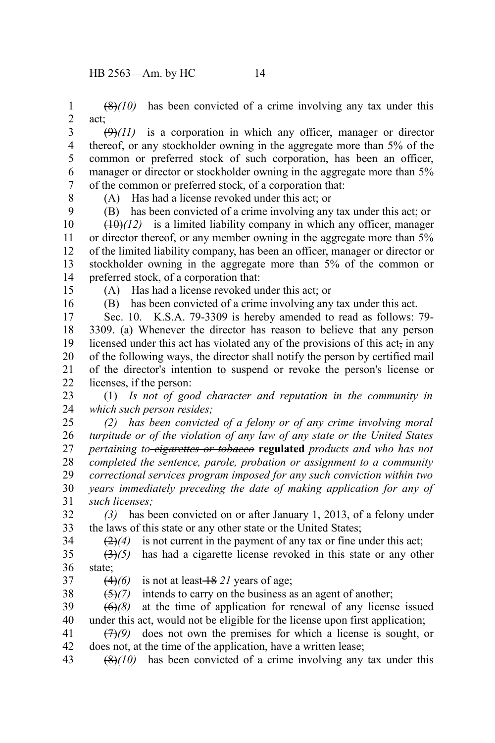~~(8)~~*(10)* has been convicted of a crime involving any tax under this act;

~~(9)~~*(11)* is a corporation in which any officer, manager or director thereof, or any stockholder owning in the aggregate more than 5% of the common or preferred stock of such corporation, has been an officer, manager or director or stockholder owning in the aggregate more than 5% of the common or preferred stock, of a corporation that:

(A) Has had a license revoked under this act; or

(B) has been convicted of a crime involving any tax under this act; or

~~(10)~~*(12)* is a limited liability company in which any officer, manager or director thereof, or any member owning in the aggregate more than 5% of the limited liability company, has been an officer, manager or director or stockholder owning in the aggregate more than 5% of the common or preferred stock, of a corporation that:

(A) Has had a license revoked under this act; or

(B) has been convicted of a crime involving any tax under this act.

Sec. 10. K.S.A. 79-3309 is hereby amended to read as follows: 79-3309. (a) Whenever the director has reason to believe that any person licensed under this act has violated any of the provisions of this act~~,~~ in any of the following ways, the director shall notify the person by certified mail of the director's intention to suspend or revoke the person's license or licenses, if the person:

(1) *Is not of good character and reputation in the community in which such person resides;*

*(2) has been convicted of a felony or of any crime involving moral turpitude or of the violation of any law of any state or the United States pertaining to ~~cigarettes or tobacco~~* **regulated** *products and who has not completed the sentence, parole, probation or assignment to a community correctional services program imposed for any such conviction within two years immediately preceding the date of making application for any of such licenses;*

*(3)* has been convicted on or after January 1, 2013, of a felony under the laws of this state or any other state or the United States;

~~(2)~~*(4)* is not current in the payment of any tax or fine under this act;

~~(3)~~*(5)* has had a cigarette license revoked in this state or any other state;

~~(4)~~*(6)* is not at least ~~18~~ *21* years of age;

~~(5)~~*(7)* intends to carry on the business as an agent of another;

~~(6)~~*(8)* at the time of application for renewal of any license issued under this act, would not be eligible for the license upon first application;

~~(7)~~*(9)* does not own the premises for which a license is sought, or does not, at the time of the application, have a written lease;

~~(8)~~*(10)* has been convicted of a crime involving any tax under this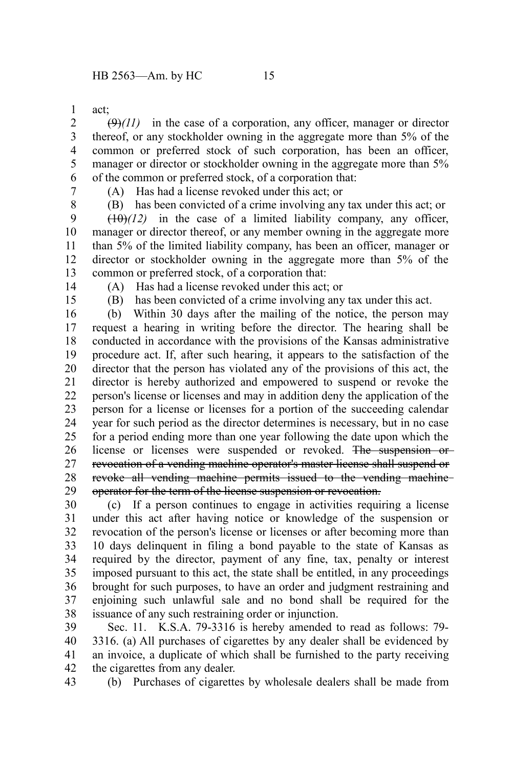act;

~~(9)~~*(11)* in the case of a corporation, any officer, manager or director thereof, or any stockholder owning in the aggregate more than 5% of the common or preferred stock of such corporation, has been an officer, manager or director or stockholder owning in the aggregate more than 5% of the common or preferred stock, of a corporation that:

(A) Has had a license revoked under this act; or

(B) has been convicted of a crime involving any tax under this act; or

~~(10)~~*(12)* in the case of a limited liability company, any officer, manager or director thereof, or any member owning in the aggregate more than 5% of the limited liability company, has been an officer, manager or director or stockholder owning in the aggregate more than 5% of the common or preferred stock, of a corporation that:

(A) Has had a license revoked under this act; or

(B) has been convicted of a crime involving any tax under this act.

(b) Within 30 days after the mailing of the notice, the person may request a hearing in writing before the director. The hearing shall be conducted in accordance with the provisions of the Kansas administrative procedure act. If, after such hearing, it appears to the satisfaction of the director that the person has violated any of the provisions of this act, the director is hereby authorized and empowered to suspend or revoke the person's license or licenses and may in addition deny the application of the person for a license or licenses for a portion of the succeeding calendar year for such period as the director determines is necessary, but in no case for a period ending more than one year following the date upon which the license or licenses were suspended or revoked. ~~The suspension or revocation of a vending machine operator's master license shall suspend or revoke all vending machine permits issued to the vending machine operator for the term of the license suspension or revocation.~~

(c) If a person continues to engage in activities requiring a license under this act after having notice or knowledge of the suspension or revocation of the person's license or licenses or after becoming more than 10 days delinquent in filing a bond payable to the state of Kansas as required by the director, payment of any fine, tax, penalty or interest imposed pursuant to this act, the state shall be entitled, in any proceedings brought for such purposes, to have an order and judgment restraining and enjoining such unlawful sale and no bond shall be required for the issuance of any such restraining order or injunction.

Sec. 11. K.S.A. 79-3316 is hereby amended to read as follows: 79-3316. (a) All purchases of cigarettes by any dealer shall be evidenced by an invoice, a duplicate of which shall be furnished to the party receiving the cigarettes from any dealer.

(b) Purchases of cigarettes by wholesale dealers shall be made from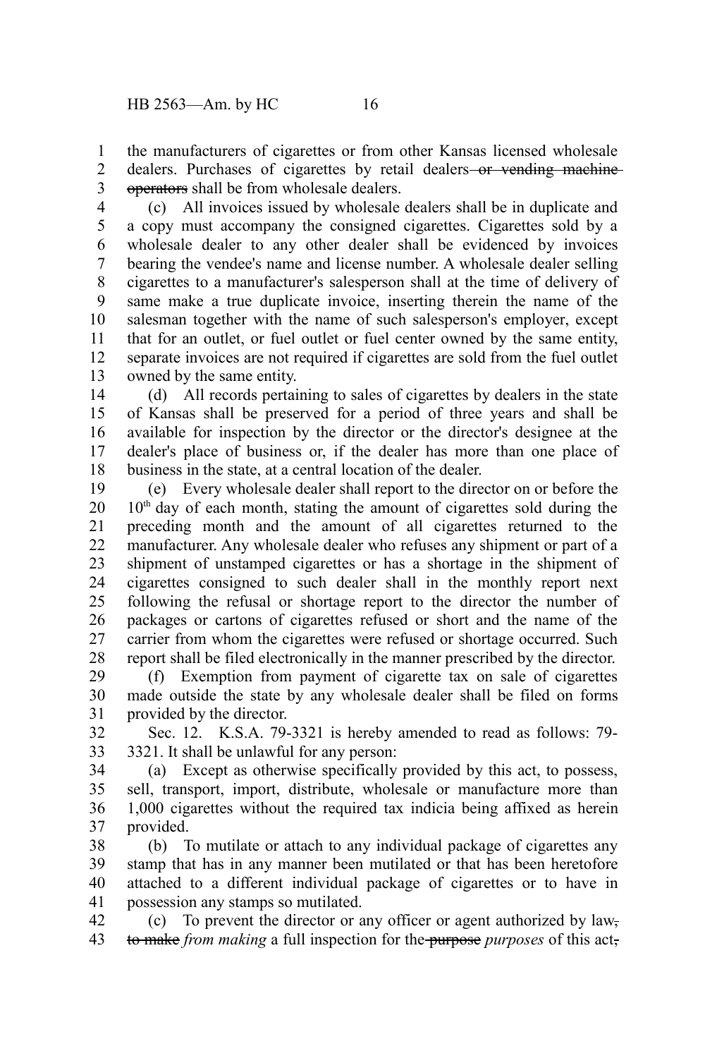the manufacturers of cigarettes or from other Kansas licensed wholesale dealers. Purchases of cigarettes by retail dealers ~~or vending machine operators~~ shall be from wholesale dealers.

(c) All invoices issued by wholesale dealers shall be in duplicate and a copy must accompany the consigned cigarettes. Cigarettes sold by a wholesale dealer to any other dealer shall be evidenced by invoices bearing the vendee's name and license number. A wholesale dealer selling cigarettes to a manufacturer's salesperson shall at the time of delivery of same make a true duplicate invoice, inserting therein the name of the salesman together with the name of such salesperson's employer, except that for an outlet, or fuel outlet or fuel center owned by the same entity, separate invoices are not required if cigarettes are sold from the fuel outlet owned by the same entity.

(d) All records pertaining to sales of cigarettes by dealers in the state of Kansas shall be preserved for a period of three years and shall be available for inspection by the director or the director's designee at the dealer's place of business or, if the dealer has more than one place of business in the state, at a central location of the dealer.

(e) Every wholesale dealer shall report to the director on or before the 10th day of each month, stating the amount of cigarettes sold during the preceding month and the amount of all cigarettes returned to the manufacturer. Any wholesale dealer who refuses any shipment or part of a shipment of unstamped cigarettes or has a shortage in the shipment of cigarettes consigned to such dealer shall in the monthly report next following the refusal or shortage report to the director the number of packages or cartons of cigarettes refused or short and the name of the carrier from whom the cigarettes were refused or shortage occurred. Such report shall be filed electronically in the manner prescribed by the director.

(f) Exemption from payment of cigarette tax on sale of cigarettes made outside the state by any wholesale dealer shall be filed on forms provided by the director.

Sec. 12. K.S.A. 79-3321 is hereby amended to read as follows: 79-3321. It shall be unlawful for any person:

(a) Except as otherwise specifically provided by this act, to possess, sell, transport, import, distribute, wholesale or manufacture more than 1,000 cigarettes without the required tax indicia being affixed as herein provided.

(b) To mutilate or attach to any individual package of cigarettes any stamp that has in any manner been mutilated or that has been heretofore attached to a different individual package of cigarettes or to have in possession any stamps so mutilated.

(c) To prevent the director or any officer or agent authorized by law~~,~~ ~~to make~~ *from making* a full inspection for the ~~purpose~~ *purposes* of this act~~,~~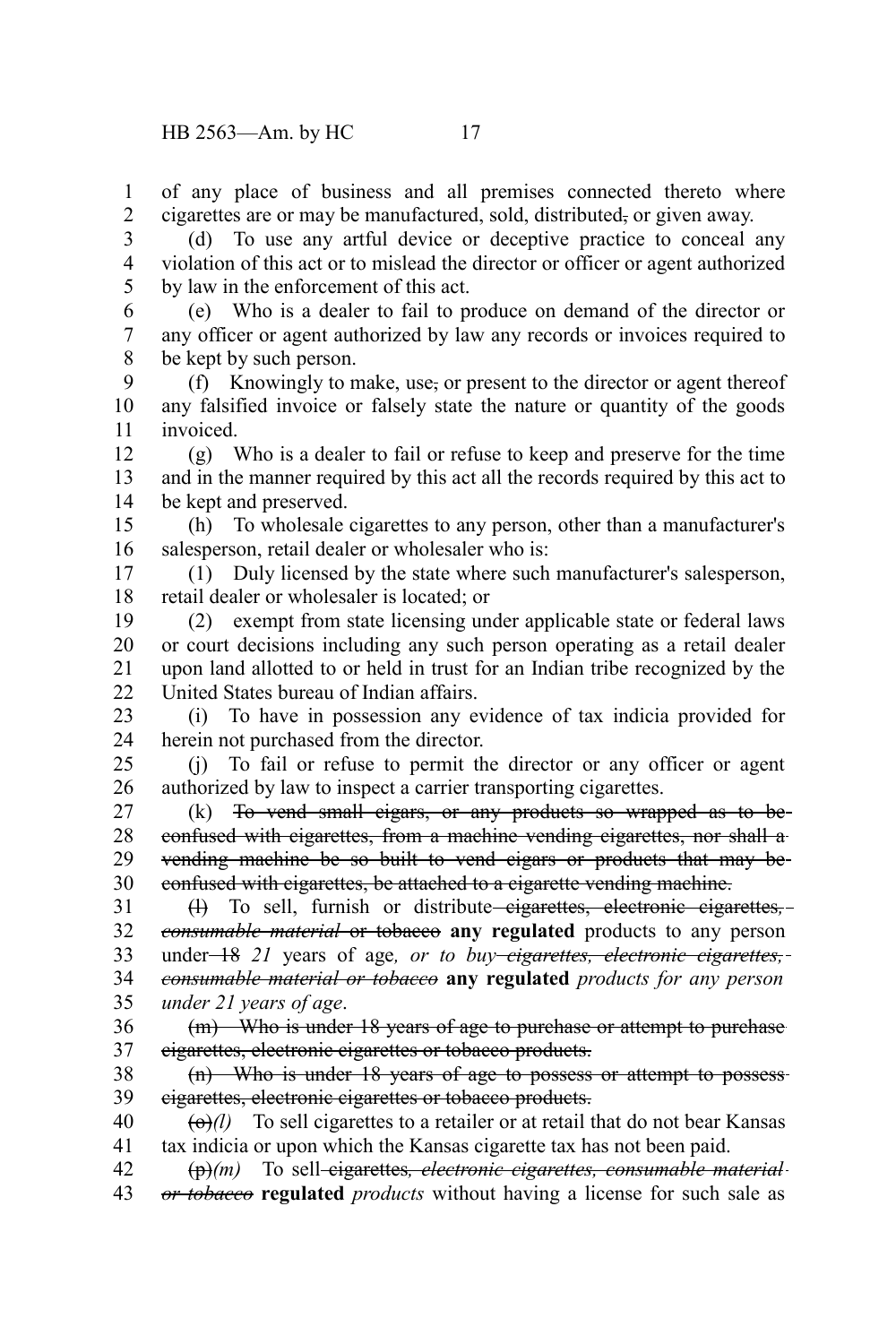of any place of business and all premises connected thereto where cigarettes are or may be manufactured, sold, distributed~~,~~ or given away.

(d) To use any artful device or deceptive practice to conceal any violation of this act or to mislead the director or officer or agent authorized by law in the enforcement of this act.

(e) Who is a dealer to fail to produce on demand of the director or any officer or agent authorized by law any records or invoices required to be kept by such person.

(f) Knowingly to make, use~~,~~ or present to the director or agent thereof any falsified invoice or falsely state the nature or quantity of the goods invoiced.

(g) Who is a dealer to fail or refuse to keep and preserve for the time and in the manner required by this act all the records required by this act to be kept and preserved.

(h) To wholesale cigarettes to any person, other than a manufacturer's salesperson, retail dealer or wholesaler who is:

(1) Duly licensed by the state where such manufacturer's salesperson, retail dealer or wholesaler is located; or

(2) exempt from state licensing under applicable state or federal laws or court decisions including any such person operating as a retail dealer upon land allotted to or held in trust for an Indian tribe recognized by the United States bureau of Indian affairs.

(i) To have in possession any evidence of tax indicia provided for herein not purchased from the director.

(j) To fail or refuse to permit the director or any officer or agent authorized by law to inspect a carrier transporting cigarettes.

(k) ~~To vend small cigars, or any products so wrapped as to be confused with cigarettes, from a machine vending cigarettes, nor shall a vending machine be so built to vend cigars or products that may be confused with cigarettes, be attached to a cigarette vending machine.~~

~~(l)~~ To sell, furnish or distribute ~~cigarettes, electronic cigarettes,~~ ~~*consumable material*~~ ~~or tobacco~~ **any regulated** products to any person under ~~18~~ *21* years of age*, or to buy* ~~*cigarettes, electronic cigarettes,*~~ ~~*consumable material or tobacco*~~ **any regulated** *products for any person under 21 years of age*.

~~(m) Who is under 18 years of age to purchase or attempt to purchase cigarettes, electronic cigarettes or tobacco products.~~

~~(n) Who is under 18 years of age to possess or attempt to possess cigarettes, electronic cigarettes or tobacco products.~~

~~(o)~~*(l)* To sell cigarettes to a retailer or at retail that do not bear Kansas tax indicia or upon which the Kansas cigarette tax has not been paid.

~~(p)~~*(m)* To sell ~~cigarettes~~~~*, electronic cigarettes, consumable material or tobacco*~~ **regulated** *products* without having a license for such sale as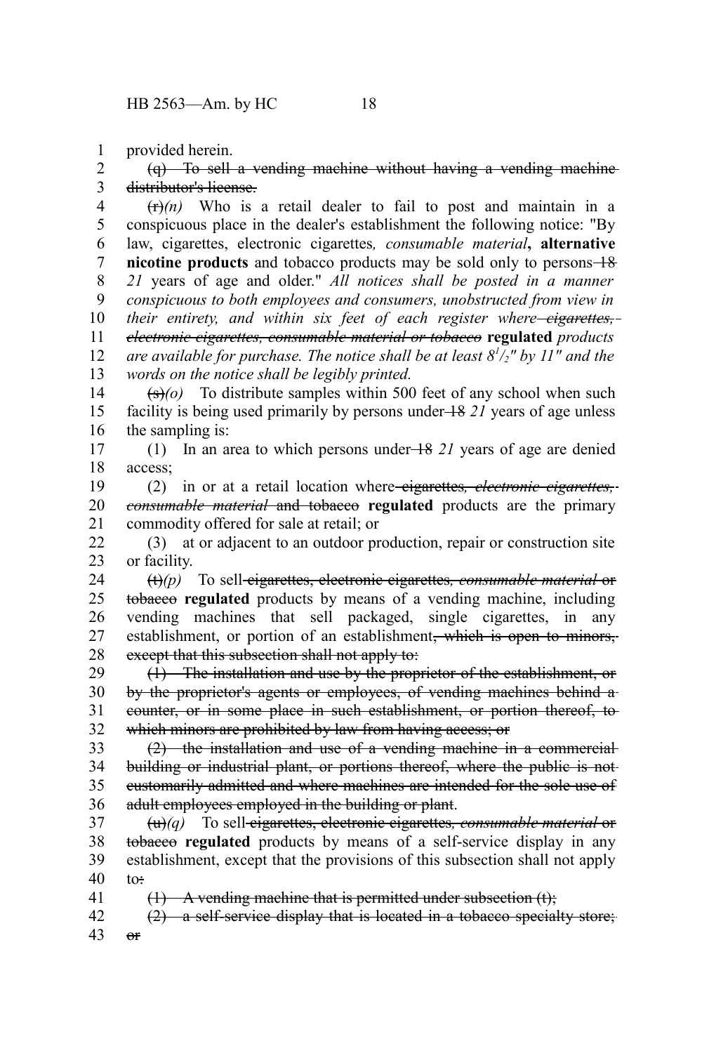provided herein.

~~(q) To sell a vending machine without having a vending machine distributor's license.~~

~~(r)~~*(n)* Who is a retail dealer to fail to post and maintain in a conspicuous place in the dealer's establishment the following notice: "By law, cigarettes, electronic cigarettes*, consumable material***, alternative nicotine products** and tobacco products may be sold only to persons ~~18~~ *21* years of age and older." *All notices shall be posted in a manner conspicuous to both employees and consumers, unobstructed from view in their entirety, and within six feet of each register where* ~~*cigarettes, electronic cigarettes, consumable material or tobacco*~~ **regulated** *products are available for purchase. The notice shall be at least $8^{1}/_{2}$" by 11" and the words on the notice shall be legibly printed.*

~~(s)~~*(o)* To distribute samples within 500 feet of any school when such facility is being used primarily by persons under ~~18~~ *21* years of age unless the sampling is:

(1) In an area to which persons under ~~18~~ *21* years of age are denied access;

(2) in or at a retail location where ~~cigarettes*, electronic cigarettes, consumable material* and tobacco~~ **regulated** products are the primary commodity offered for sale at retail; or

(3) at or adjacent to an outdoor production, repair or construction site or facility.

~~(t)~~*(p)* To sell ~~cigarettes, electronic cigarettes*, consumable material* or tobacco~~ **regulated** products by means of a vending machine, including vending machines that sell packaged, single cigarettes, in any establishment, or portion of an establishment~~, which is open to minors, except that this subsection shall not apply to:~~

~~(1) The installation and use by the proprietor of the establishment, or by the proprietor's agents or employees, of vending machines behind a counter, or in some place in such establishment, or portion thereof, to which minors are prohibited by law from having access; or~~

~~(2) the installation and use of a vending machine in a commercial building or industrial plant, or portions thereof, where the public is not customarily admitted and where machines are intended for the sole use of adult employees employed in the building or plant~~.

~~(u)~~*(q)* To sell ~~cigarettes, electronic cigarettes*, consumable material* or tobacco~~ **regulated** products by means of a self-service display in any establishment, except that the provisions of this subsection shall not apply to~~:~~

~~(1) A vending machine that is permitted under subsection (t);~~

~~(2) a self-service display that is located in a tobacco specialty store; or~~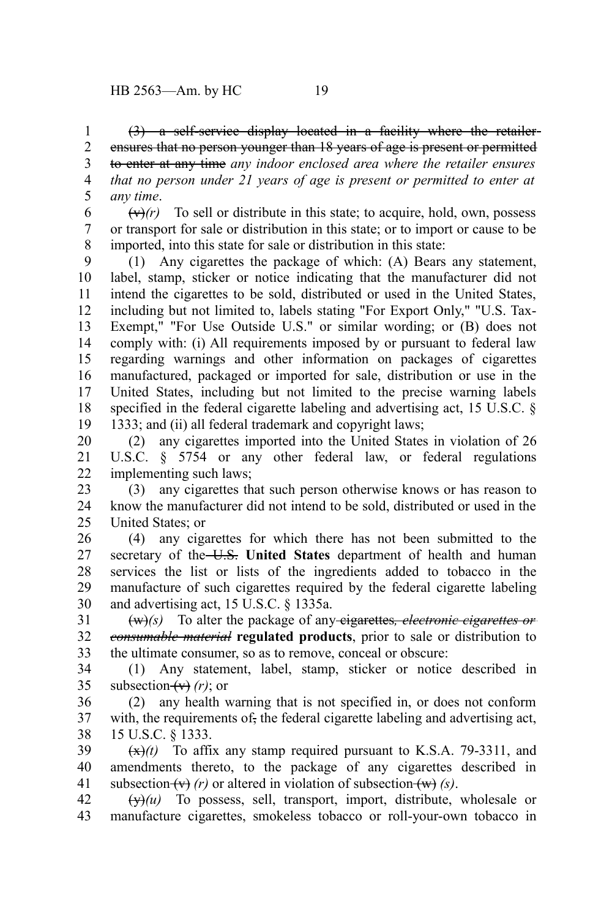~~(3) a self-service display located in a facility where the retailer ensures that no person younger than 18 years of age is present or permitted to enter at any time~~ *any indoor enclosed area where the retailer ensures that no person under 21 years of age is present or permitted to enter at any time*.

~~(v)~~*(r)* To sell or distribute in this state; to acquire, hold, own, possess or transport for sale or distribution in this state; or to import or cause to be imported, into this state for sale or distribution in this state:

(1) Any cigarettes the package of which: (A) Bears any statement, label, stamp, sticker or notice indicating that the manufacturer did not intend the cigarettes to be sold, distributed or used in the United States, including but not limited to, labels stating "For Export Only," "U.S. Tax-Exempt," "For Use Outside U.S." or similar wording; or (B) does not comply with: (i) All requirements imposed by or pursuant to federal law regarding warnings and other information on packages of cigarettes manufactured, packaged or imported for sale, distribution or use in the United States, including but not limited to the precise warning labels specified in the federal cigarette labeling and advertising act, 15 U.S.C. § 1333; and (ii) all federal trademark and copyright laws;

(2) any cigarettes imported into the United States in violation of 26 U.S.C. § 5754 or any other federal law, or federal regulations implementing such laws;

(3) any cigarettes that such person otherwise knows or has reason to know the manufacturer did not intend to be sold, distributed or used in the United States; or

(4) any cigarettes for which there has not been submitted to the secretary of the ~~U.S.~~ **United States** department of health and human services the list or lists of the ingredients added to tobacco in the manufacture of such cigarettes required by the federal cigarette labeling and advertising act, 15 U.S.C. § 1335a.

~~(w)~~*(s)* To alter the package of any ~~cigarettes~~*~~, electronic cigarettes or consumable material~~* **regulated products**, prior to sale or distribution to the ultimate consumer, so as to remove, conceal or obscure:

(1) Any statement, label, stamp, sticker or notice described in subsection ~~(v)~~ *(r)*; or

(2) any health warning that is not specified in, or does not conform with, the requirements of~~,~~ the federal cigarette labeling and advertising act, 15 U.S.C. § 1333.

~~(x)~~*(t)* To affix any stamp required pursuant to K.S.A. 79-3311, and amendments thereto, to the package of any cigarettes described in subsection ~~(v)~~ *(r)* or altered in violation of subsection ~~(w)~~ *(s)*.

~~(y)~~*(u)* To possess, sell, transport, import, distribute, wholesale or manufacture cigarettes, smokeless tobacco or roll-your-own tobacco in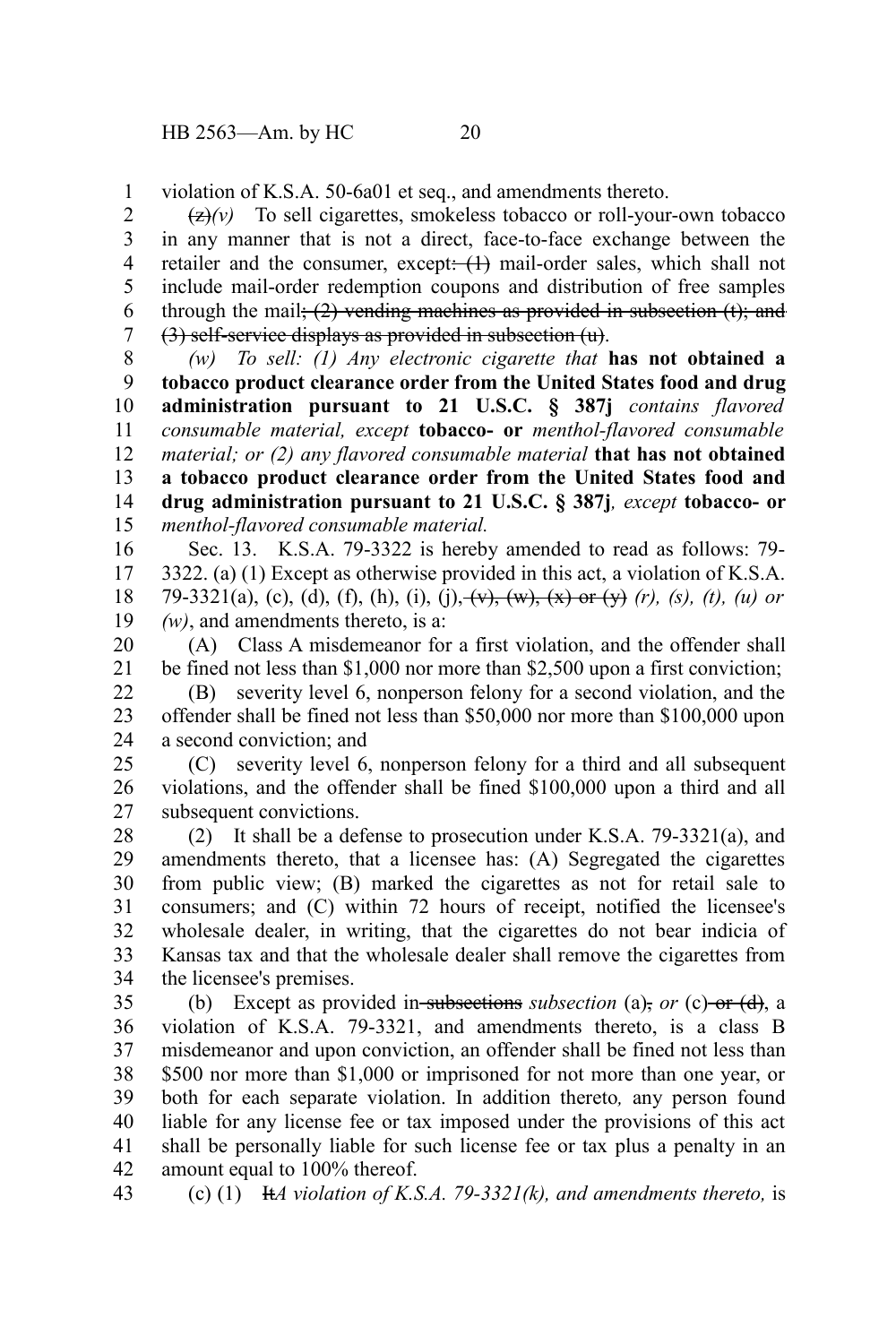violation of K.S.A. 50-6a01 et seq., and amendments thereto.

~~(z)~~*(v)* To sell cigarettes, smokeless tobacco or roll-your-own tobacco in any manner that is not a direct, face-to-face exchange between the retailer and the consumer, except~~: (1)~~ mail-order sales, which shall not include mail-order redemption coupons and distribution of free samples through the mail~~; (2) vending machines as provided in subsection (t); and (3) self-service displays as provided in subsection (u)~~.

*(w) To sell: (1) Any electronic cigarette that* **has not obtained a tobacco product clearance order from the United States food and drug administration pursuant to 21 U.S.C. § 387j** *contains flavored consumable material, except* **tobacco- or** *menthol-flavored consumable material; or (2) any flavored consumable material* **that has not obtained a tobacco product clearance order from the United States food and drug administration pursuant to 21 U.S.C. § 387j***, except* **tobacco- or** *menthol-flavored consumable material.*

Sec. 13. K.S.A. 79-3322 is hereby amended to read as follows: 79-3322. (a) (1) Except as otherwise provided in this act, a violation of K.S.A. 79-3321(a), (c), (d), (f), (h), (i), (j)~~, (v), (w), (x) or (y)~~ *(r), (s), (t), (u) or (w)*, and amendments thereto, is a:

(A) Class A misdemeanor for a first violation, and the offender shall be fined not less than $1,000 nor more than $2,500 upon a first conviction;

(B) severity level 6, nonperson felony for a second violation, and the offender shall be fined not less than $50,000 nor more than $100,000 upon a second conviction; and

(C) severity level 6, nonperson felony for a third and all subsequent violations, and the offender shall be fined $100,000 upon a third and all subsequent convictions.

(2) It shall be a defense to prosecution under K.S.A. 79-3321(a), and amendments thereto, that a licensee has: (A) Segregated the cigarettes from public view; (B) marked the cigarettes as not for retail sale to consumers; and (C) within 72 hours of receipt, notified the licensee's wholesale dealer, in writing, that the cigarettes do not bear indicia of Kansas tax and that the wholesale dealer shall remove the cigarettes from the licensee's premises.

(b) Except as provided in~~ subsections~~ *subsection* (a)~~,~~ *or* (c)~~ or (d)~~, a violation of K.S.A. 79-3321, and amendments thereto, is a class B misdemeanor and upon conviction, an offender shall be fined not less than $500 nor more than $1,000 or imprisoned for not more than one year, or both for each separate violation. In addition thereto*,* any person found liable for any license fee or tax imposed under the provisions of this act shall be personally liable for such license fee or tax plus a penalty in an amount equal to 100% thereof.

(c) (1) ~~It~~*A violation of K.S.A. 79-3321(k), and amendments thereto,* is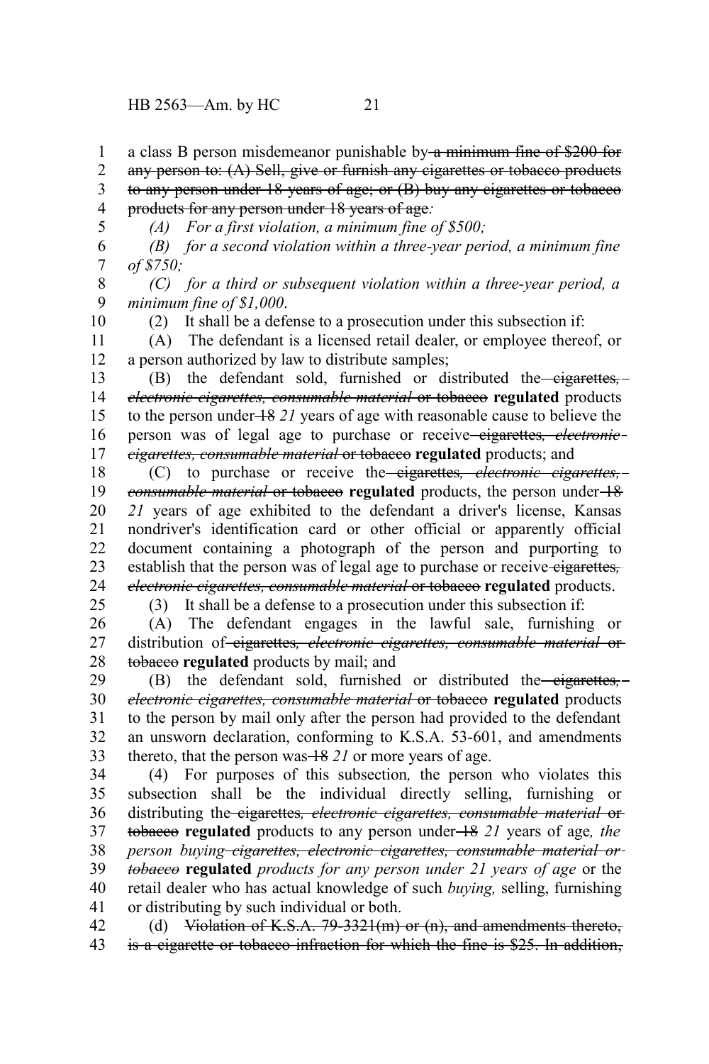a class B person misdemeanor punishable by ~~a minimum fine of $200 for any person to: (A) Sell, give or furnish any cigarettes or tobacco products to any person under 18 years of age; or (B) buy any cigarettes or tobacco products for any person under 18 years of age~~*:*

*(A) For a first violation, a minimum fine of $500;*

*(B) for a second violation within a three-year period, a minimum fine of $750;*

*(C) for a third or subsequent violation within a three-year period, a minimum fine of $1,000*.

(2) It shall be a defense to a prosecution under this subsection if:

(A) The defendant is a licensed retail dealer, or employee thereof, or a person authorized by law to distribute samples;

(B) the defendant sold, furnished or distributed the ~~cigarettes, *electronic cigarettes, consumable material* or tobacco~~ **regulated** products to the person under ~~18~~ *21* years of age with reasonable cause to believe the person was of legal age to purchase or receive ~~cigarettes, *electronic cigarettes, consumable material* or tobacco~~ **regulated** products; and

(C) to purchase or receive the ~~cigarettes, *electronic cigarettes, consumable material* or tobacco~~ **regulated** products, the person under ~~18~~ *21* years of age exhibited to the defendant a driver's license, Kansas nondriver's identification card or other official or apparently official document containing a photograph of the person and purporting to establish that the person was of legal age to purchase or receive ~~cigarettes, *electronic cigarettes, consumable material* or tobacco~~ **regulated** products.

(3) It shall be a defense to a prosecution under this subsection if:

(A) The defendant engages in the lawful sale, furnishing or distribution of ~~cigarettes, *electronic cigarettes, consumable material* or tobacco~~ **regulated** products by mail; and

(B) the defendant sold, furnished or distributed the ~~cigarettes, *electronic cigarettes, consumable material* or tobacco~~ **regulated** products to the person by mail only after the person had provided to the defendant an unsworn declaration, conforming to K.S.A. 53-601, and amendments thereto, that the person was ~~18~~ *21* or more years of age.

(4) For purposes of this subsection*,* the person who violates this subsection shall be the individual directly selling, furnishing or distributing the ~~cigarettes, *electronic cigarettes, consumable material* or tobacco~~ **regulated** products to any person under ~~18~~ *21* years of age*, the person buying ~~cigarettes, electronic cigarettes, consumable material or tobacco~~* **regulated** *products for any person under 21 years of age* or the retail dealer who has actual knowledge of such *buying,* selling, furnishing or distributing by such individual or both.

(d) ~~Violation of K.S.A. 79-3321(m) or (n), and amendments thereto, is a cigarette or tobacco infraction for which the fine is $25. In addition,~~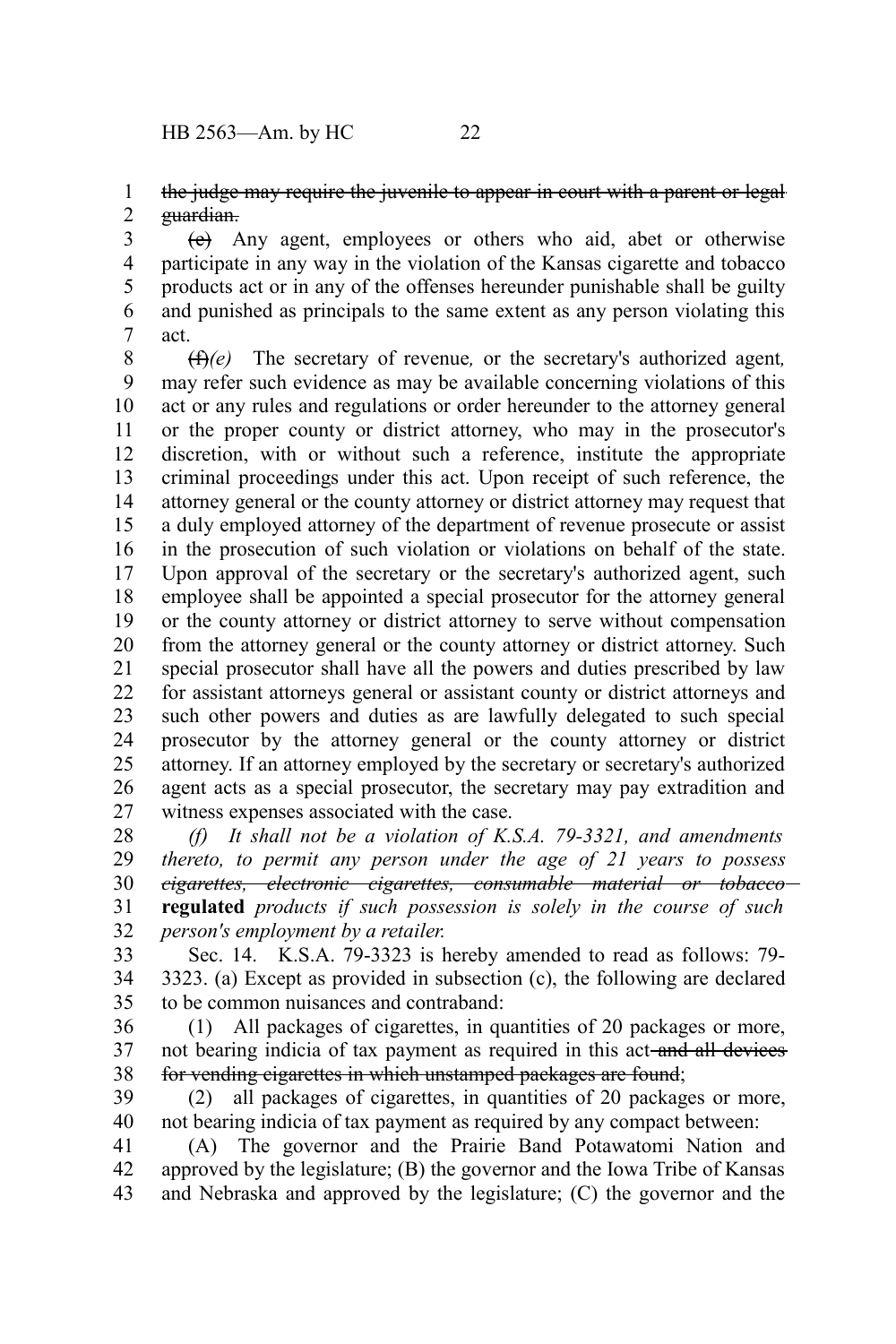~~the judge may require the juvenile to appear in court with a parent or legal guardian.~~

~~(e)~~ Any agent, employees or others who aid, abet or otherwise participate in any way in the violation of the Kansas cigarette and tobacco products act or in any of the offenses hereunder punishable shall be guilty and punished as principals to the same extent as any person violating this act.

~~(f)~~*(e)* The secretary of revenue*,* or the secretary's authorized agent*,* may refer such evidence as may be available concerning violations of this act or any rules and regulations or order hereunder to the attorney general or the proper county or district attorney, who may in the prosecutor's discretion, with or without such a reference, institute the appropriate criminal proceedings under this act. Upon receipt of such reference, the attorney general or the county attorney or district attorney may request that a duly employed attorney of the department of revenue prosecute or assist in the prosecution of such violation or violations on behalf of the state. Upon approval of the secretary or the secretary's authorized agent, such employee shall be appointed a special prosecutor for the attorney general or the county attorney or district attorney to serve without compensation from the attorney general or the county attorney or district attorney. Such special prosecutor shall have all the powers and duties prescribed by law for assistant attorneys general or assistant county or district attorneys and such other powers and duties as are lawfully delegated to such special prosecutor by the attorney general or the county attorney or district attorney. If an attorney employed by the secretary or secretary's authorized agent acts as a special prosecutor, the secretary may pay extradition and witness expenses associated with the case.

*(f) It shall not be a violation of K.S.A. 79-3321, and amendments thereto, to permit any person under the age of 21 years to possess ~~cigarettes, electronic cigarettes, consumable material or tobacco~~* **regulated** *products if such possession is solely in the course of such person's employment by a retailer.*

Sec. 14. K.S.A. 79-3323 is hereby amended to read as follows: 79-3323. (a) Except as provided in subsection (c), the following are declared to be common nuisances and contraband:

(1) All packages of cigarettes, in quantities of 20 packages or more, not bearing indicia of tax payment as required in this act ~~and all devices for vending cigarettes in which unstamped packages are found~~;

(2) all packages of cigarettes, in quantities of 20 packages or more, not bearing indicia of tax payment as required by any compact between:

(A) The governor and the Prairie Band Potawatomi Nation and approved by the legislature; (B) the governor and the Iowa Tribe of Kansas and Nebraska and approved by the legislature; (C) the governor and the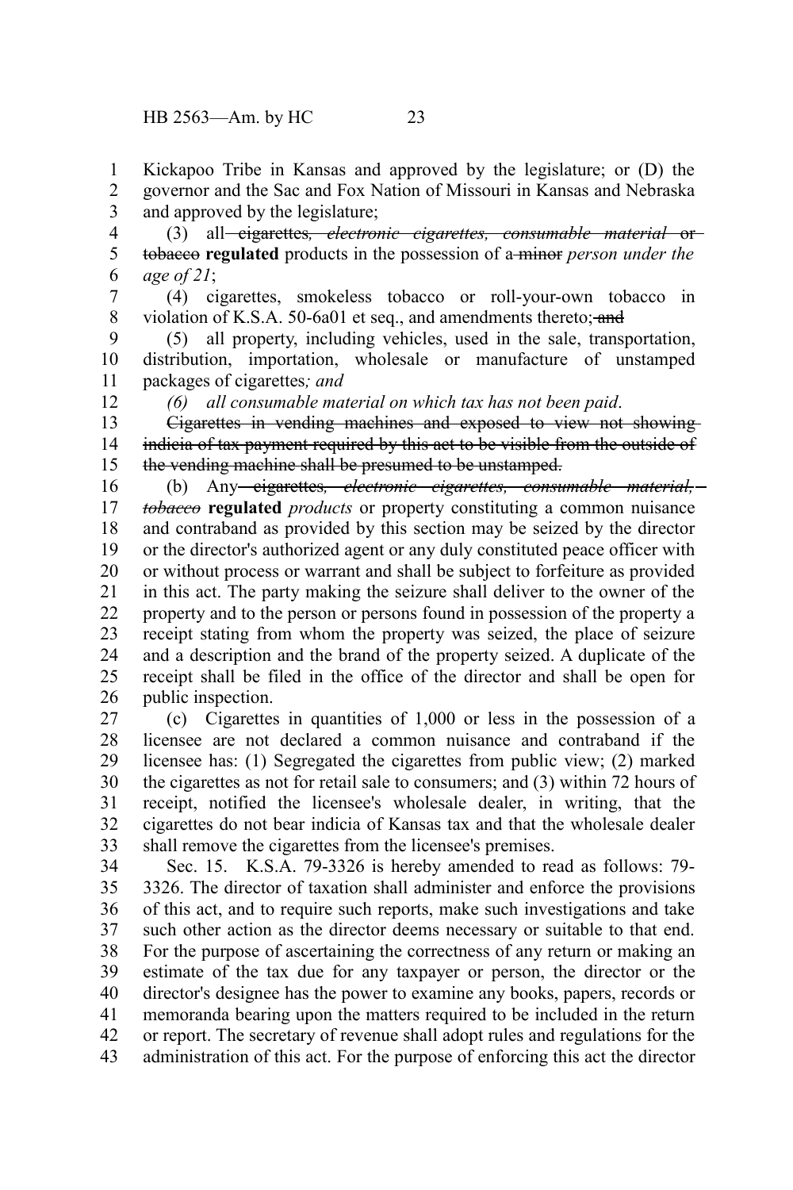Kickapoo Tribe in Kansas and approved by the legislature; or (D) the governor and the Sac and Fox Nation of Missouri in Kansas and Nebraska and approved by the legislature;

(3) all ~~cigarettes~~*, ~~electronic cigarettes, consumable material~~* ~~or tobacco~~ **regulated** products in the possession of a ~~minor~~ *person under the age of 21*;

(4) cigarettes, smokeless tobacco or roll-your-own tobacco in violation of K.S.A. 50-6a01 et seq., and amendments thereto; ~~and~~

(5) all property, including vehicles, used in the sale, transportation, distribution, importation, wholesale or manufacture of unstamped packages of cigarettes*; and*

*(6) all consumable material on which tax has not been paid*.

~~Cigarettes in vending machines and exposed to view not showing indicia of tax payment required by this act to be visible from the outside of the vending machine shall be presumed to be unstamped.~~

(b) Any ~~cigarettes~~*, ~~electronic cigarettes, consumable material, tobacco~~* **regulated** *products* or property constituting a common nuisance and contraband as provided by this section may be seized by the director or the director's authorized agent or any duly constituted peace officer with or without process or warrant and shall be subject to forfeiture as provided in this act. The party making the seizure shall deliver to the owner of the property and to the person or persons found in possession of the property a receipt stating from whom the property was seized, the place of seizure and a description and the brand of the property seized. A duplicate of the receipt shall be filed in the office of the director and shall be open for public inspection.

(c) Cigarettes in quantities of 1,000 or less in the possession of a licensee are not declared a common nuisance and contraband if the licensee has: (1) Segregated the cigarettes from public view; (2) marked the cigarettes as not for retail sale to consumers; and (3) within 72 hours of receipt, notified the licensee's wholesale dealer, in writing, that the cigarettes do not bear indicia of Kansas tax and that the wholesale dealer shall remove the cigarettes from the licensee's premises.

Sec. 15. K.S.A. 79-3326 is hereby amended to read as follows: 79-3326. The director of taxation shall administer and enforce the provisions of this act, and to require such reports, make such investigations and take such other action as the director deems necessary or suitable to that end. For the purpose of ascertaining the correctness of any return or making an estimate of the tax due for any taxpayer or person, the director or the director's designee has the power to examine any books, papers, records or memoranda bearing upon the matters required to be included in the return or report. The secretary of revenue shall adopt rules and regulations for the administration of this act. For the purpose of enforcing this act the director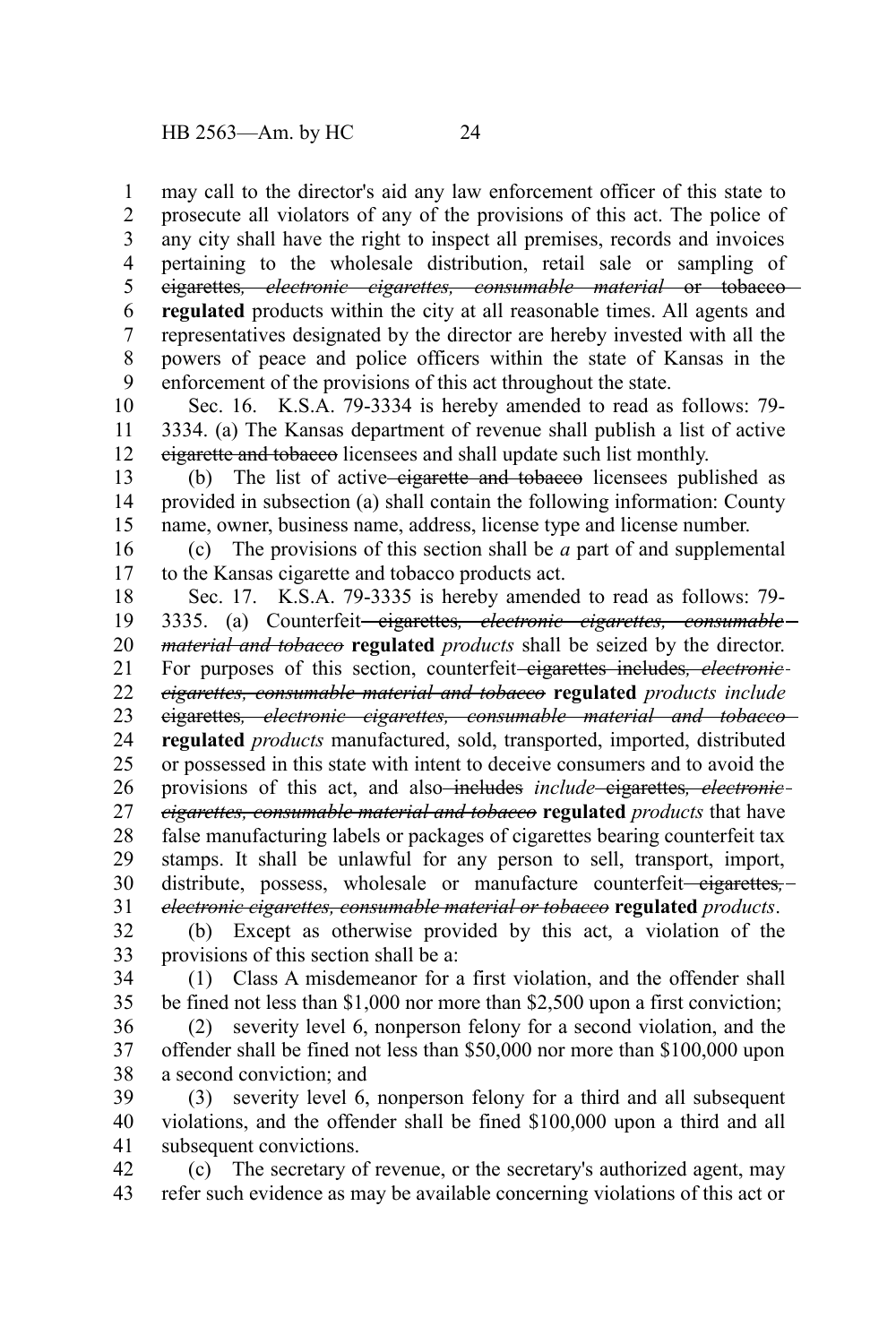may call to the director's aid any law enforcement officer of this state to prosecute all violators of any of the provisions of this act. The police of any city shall have the right to inspect all premises, records and invoices pertaining to the wholesale distribution, retail sale or sampling of ~~cigarettes~~*,* ~~*electronic cigarettes, consumable material*~~ ~~or tobacco~~ **regulated** products within the city at all reasonable times. All agents and representatives designated by the director are hereby invested with all the powers of peace and police officers within the state of Kansas in the enforcement of the provisions of this act throughout the state.

Sec. 16. K.S.A. 79-3334 is hereby amended to read as follows: 79-3334. (a) The Kansas department of revenue shall publish a list of active ~~cigarette and tobacco~~ licensees and shall update such list monthly.

(b) The list of active ~~cigarette and tobacco~~ licensees published as provided in subsection (a) shall contain the following information: County name, owner, business name, address, license type and license number.

(c) The provisions of this section shall be *a* part of and supplemental to the Kansas cigarette and tobacco products act.

Sec. 17. K.S.A. 79-3335 is hereby amended to read as follows: 79-3335. (a) Counterfeit ~~cigarettes~~*,* ~~*electronic cigarettes, consumable material and tobacco*~~ **regulated** *products* shall be seized by the director. For purposes of this section, counterfeit ~~cigarettes includes~~*,* ~~*electronic cigarettes, consumable material and tobacco*~~ **regulated** *products include* ~~cigarettes~~*,* ~~*electronic cigarettes, consumable material and tobacco*~~ **regulated** *products* manufactured, sold, transported, imported, distributed or possessed in this state with intent to deceive consumers and to avoid the provisions of this act, and also ~~includes~~ *include* ~~cigarettes~~*,* ~~*electronic cigarettes, consumable material and tobacco*~~ **regulated** *products* that have false manufacturing labels or packages of cigarettes bearing counterfeit tax stamps. It shall be unlawful for any person to sell, transport, import, distribute, possess, wholesale or manufacture counterfeit ~~cigarettes,~~ ~~*electronic cigarettes, consumable material or tobacco*~~ **regulated** *products*.

(b) Except as otherwise provided by this act, a violation of the provisions of this section shall be a:

(1) Class A misdemeanor for a first violation, and the offender shall be fined not less than $1,000 nor more than $2,500 upon a first conviction;

(2) severity level 6, nonperson felony for a second violation, and the offender shall be fined not less than $50,000 nor more than $100,000 upon a second conviction; and

(3) severity level 6, nonperson felony for a third and all subsequent violations, and the offender shall be fined $100,000 upon a third and all subsequent convictions.

(c) The secretary of revenue, or the secretary's authorized agent, may refer such evidence as may be available concerning violations of this act or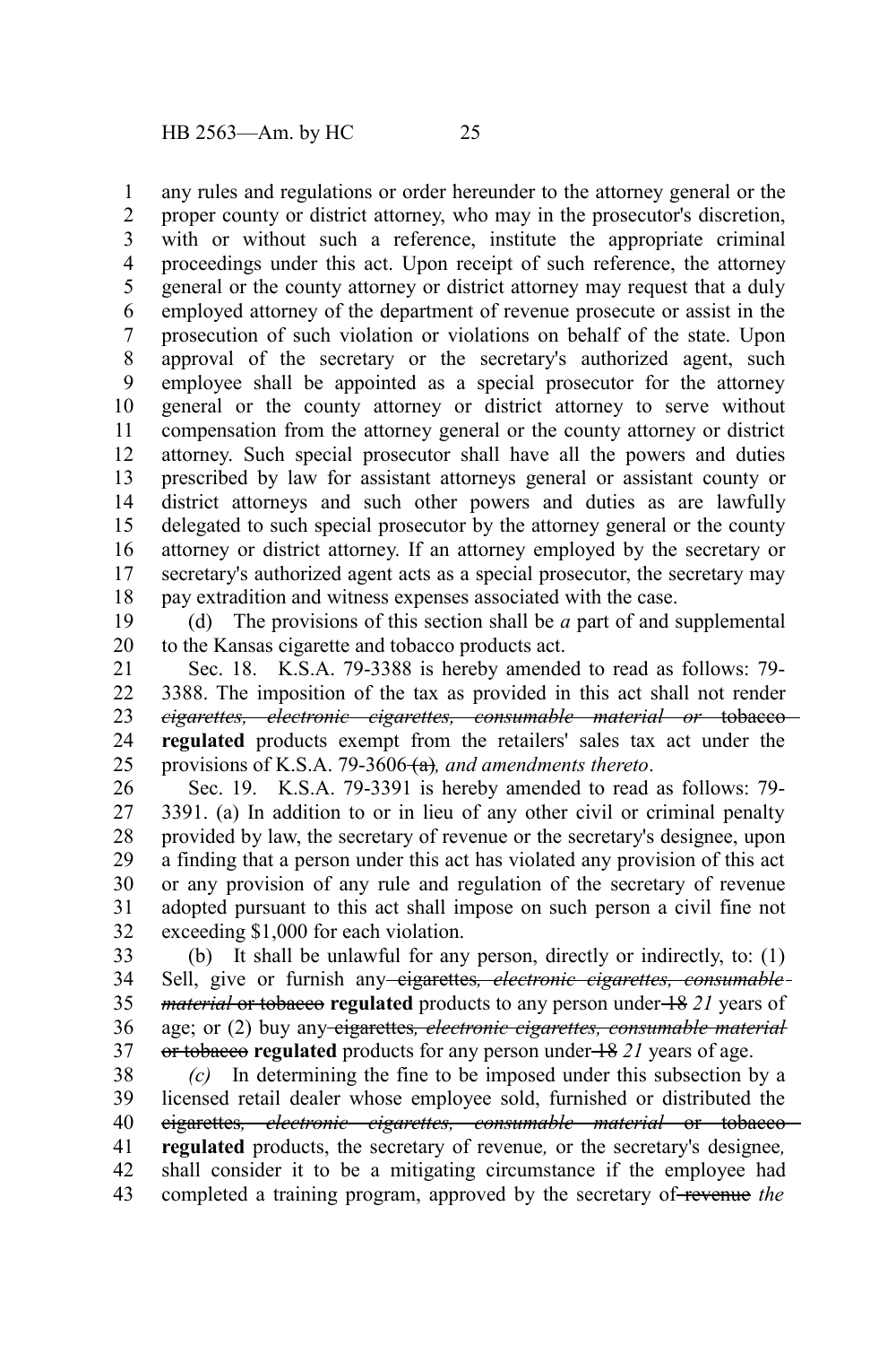any rules and regulations or order hereunder to the attorney general or the proper county or district attorney, who may in the prosecutor's discretion, with or without such a reference, institute the appropriate criminal proceedings under this act. Upon receipt of such reference, the attorney general or the county attorney or district attorney may request that a duly employed attorney of the department of revenue prosecute or assist in the prosecution of such violation or violations on behalf of the state. Upon approval of the secretary or the secretary's authorized agent, such employee shall be appointed as a special prosecutor for the attorney general or the county attorney or district attorney to serve without compensation from the attorney general or the county attorney or district attorney. Such special prosecutor shall have all the powers and duties prescribed by law for assistant attorneys general or assistant county or district attorneys and such other powers and duties as are lawfully delegated to such special prosecutor by the attorney general or the county attorney or district attorney. If an attorney employed by the secretary or secretary's authorized agent acts as a special prosecutor, the secretary may pay extradition and witness expenses associated with the case.

(d) The provisions of this section shall be *a* part of and supplemental to the Kansas cigarette and tobacco products act.

Sec. 18. K.S.A. 79-3388 is hereby amended to read as follows: 79-3388. The imposition of the tax as provided in this act shall not render ~~*cigarettes, electronic cigarettes, consumable material or* tobacco~~ **regulated** products exempt from the retailers' sales tax act under the provisions of K.S.A. 79-3606 ~~(a)~~*, and amendments thereto*.

Sec. 19. K.S.A. 79-3391 is hereby amended to read as follows: 79-3391. (a) In addition to or in lieu of any other civil or criminal penalty provided by law, the secretary of revenue or the secretary's designee, upon a finding that a person under this act has violated any provision of this act or any provision of any rule and regulation of the secretary of revenue adopted pursuant to this act shall impose on such person a civil fine not exceeding $1,000 for each violation.

(b) It shall be unlawful for any person, directly or indirectly, to: (1) Sell, give or furnish any ~~cigarettes*, electronic cigarettes, consumable material* or tobacco~~ **regulated** products to any person under ~~18~~ *21* years of age; or (2) buy any ~~cigarettes*, electronic cigarettes, consumable material* or tobacco~~ **regulated** products for any person under ~~18~~ *21* years of age.

*(c)* In determining the fine to be imposed under this subsection by a licensed retail dealer whose employee sold, furnished or distributed the ~~cigarettes*, electronic cigarettes, consumable material* or tobacco~~ **regulated** products, the secretary of revenue*,* or the secretary's designee*,* shall consider it to be a mitigating circumstance if the employee had completed a training program, approved by the secretary of ~~revenue~~ *the*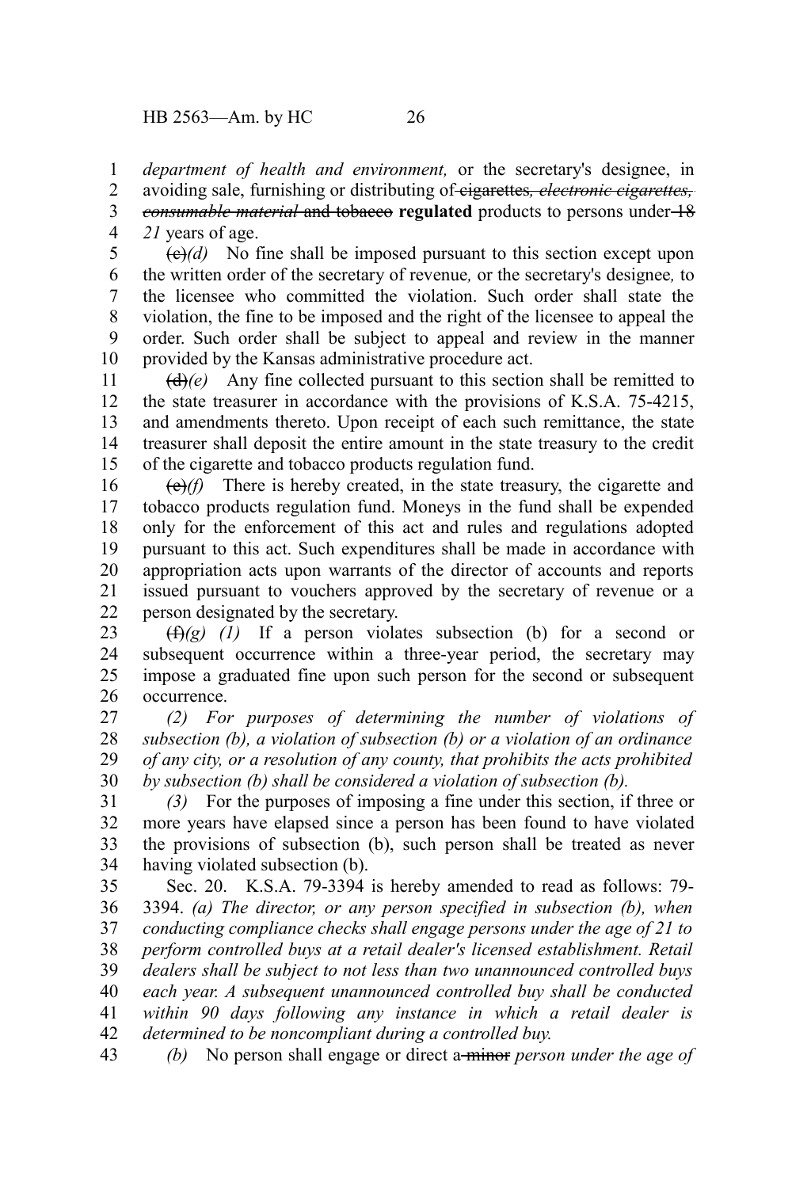*department of health and environment,* or the secretary's designee, in avoiding sale, furnishing or distributing of ~~cigarettes~~*, ~~electronic cigarettes, consumable material~~* ~~and tobacco~~ **regulated** products to persons under ~~18~~ *21* years of age.

~~(c)~~*(d)* No fine shall be imposed pursuant to this section except upon the written order of the secretary of revenue*,* or the secretary's designee*,* to the licensee who committed the violation. Such order shall state the violation, the fine to be imposed and the right of the licensee to appeal the order. Such order shall be subject to appeal and review in the manner provided by the Kansas administrative procedure act.

~~(d)~~*(e)* Any fine collected pursuant to this section shall be remitted to the state treasurer in accordance with the provisions of K.S.A. 75-4215, and amendments thereto. Upon receipt of each such remittance, the state treasurer shall deposit the entire amount in the state treasury to the credit of the cigarette and tobacco products regulation fund.

~~(e)~~*(f)* There is hereby created, in the state treasury, the cigarette and tobacco products regulation fund. Moneys in the fund shall be expended only for the enforcement of this act and rules and regulations adopted pursuant to this act. Such expenditures shall be made in accordance with appropriation acts upon warrants of the director of accounts and reports issued pursuant to vouchers approved by the secretary of revenue or a person designated by the secretary.

~~(f)~~*(g) (1)* If a person violates subsection (b) for a second or subsequent occurrence within a three-year period, the secretary may impose a graduated fine upon such person for the second or subsequent occurrence.

*(2) For purposes of determining the number of violations of subsection (b), a violation of subsection (b) or a violation of an ordinance of any city, or a resolution of any county, that prohibits the acts prohibited by subsection (b) shall be considered a violation of subsection (b).*

*(3)* For the purposes of imposing a fine under this section, if three or more years have elapsed since a person has been found to have violated the provisions of subsection (b), such person shall be treated as never having violated subsection (b).

Sec. 20. K.S.A. 79-3394 is hereby amended to read as follows: 79-3394. *(a) The director, or any person specified in subsection (b), when conducting compliance checks shall engage persons under the age of 21 to perform controlled buys at a retail dealer's licensed establishment. Retail dealers shall be subject to not less than two unannounced controlled buys each year. A subsequent unannounced controlled buy shall be conducted within 90 days following any instance in which a retail dealer is determined to be noncompliant during a controlled buy.*

*(b)* No person shall engage or direct a ~~minor~~ *person under the age of*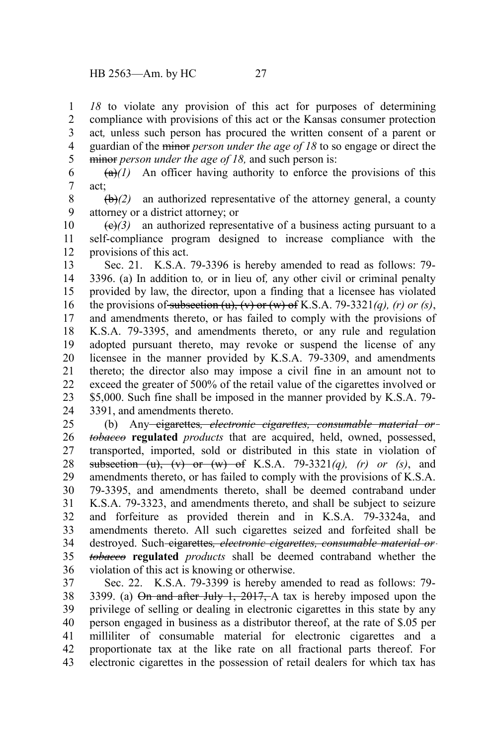*18* to violate any provision of this act for purposes of determining compliance with provisions of this act or the Kansas consumer protection act*,* unless such person has procured the written consent of a parent or guardian of the ~~minor~~ *person under the age of 18* to so engage or direct the ~~minor~~ *person under the age of 18,* and such person is:

~~(a)~~*(1)* An officer having authority to enforce the provisions of this act;

~~(b)~~*(2)* an authorized representative of the attorney general, a county attorney or a district attorney; or

~~(c)~~*(3)* an authorized representative of a business acting pursuant to a self-compliance program designed to increase compliance with the provisions of this act.

Sec. 21. K.S.A. 79-3396 is hereby amended to read as follows: 79-3396. (a) In addition to*,* or in lieu of*,* any other civil or criminal penalty provided by law, the director, upon a finding that a licensee has violated the provisions of ~~subsection (u), (v) or (w) of~~ K.S.A. 79-3321*(q), (r) or (s)*, and amendments thereto, or has failed to comply with the provisions of K.S.A. 79-3395, and amendments thereto, or any rule and regulation adopted pursuant thereto, may revoke or suspend the license of any licensee in the manner provided by K.S.A. 79-3309, and amendments thereto; the director also may impose a civil fine in an amount not to exceed the greater of 500% of the retail value of the cigarettes involved or $5,000. Such fine shall be imposed in the manner provided by K.S.A. 79-3391, and amendments thereto.

(b) Any ~~cigarettes~~*~~, electronic cigarettes, consumable material or tobacco~~* **regulated** *products* that are acquired, held, owned, possessed, transported, imported, sold or distributed in this state in violation of ~~subsection (u), (v) or (w) of~~ K.S.A. 79-3321*(q), (r) or (s)*, and amendments thereto, or has failed to comply with the provisions of K.S.A. 79-3395, and amendments thereto, shall be deemed contraband under K.S.A. 79-3323, and amendments thereto, and shall be subject to seizure and forfeiture as provided therein and in K.S.A. 79-3324a, and amendments thereto. All such cigarettes seized and forfeited shall be destroyed. Such ~~cigarettes~~*~~, electronic cigarettes, consumable material or tobacco~~* **regulated** *products* shall be deemed contraband whether the violation of this act is knowing or otherwise.

Sec. 22. K.S.A. 79-3399 is hereby amended to read as follows: 79-3399. (a) ~~On and after July 1, 2017,~~ A tax is hereby imposed upon the privilege of selling or dealing in electronic cigarettes in this state by any person engaged in business as a distributor thereof, at the rate of $.05 per milliliter of consumable material for electronic cigarettes and a proportionate tax at the like rate on all fractional parts thereof. For electronic cigarettes in the possession of retail dealers for which tax has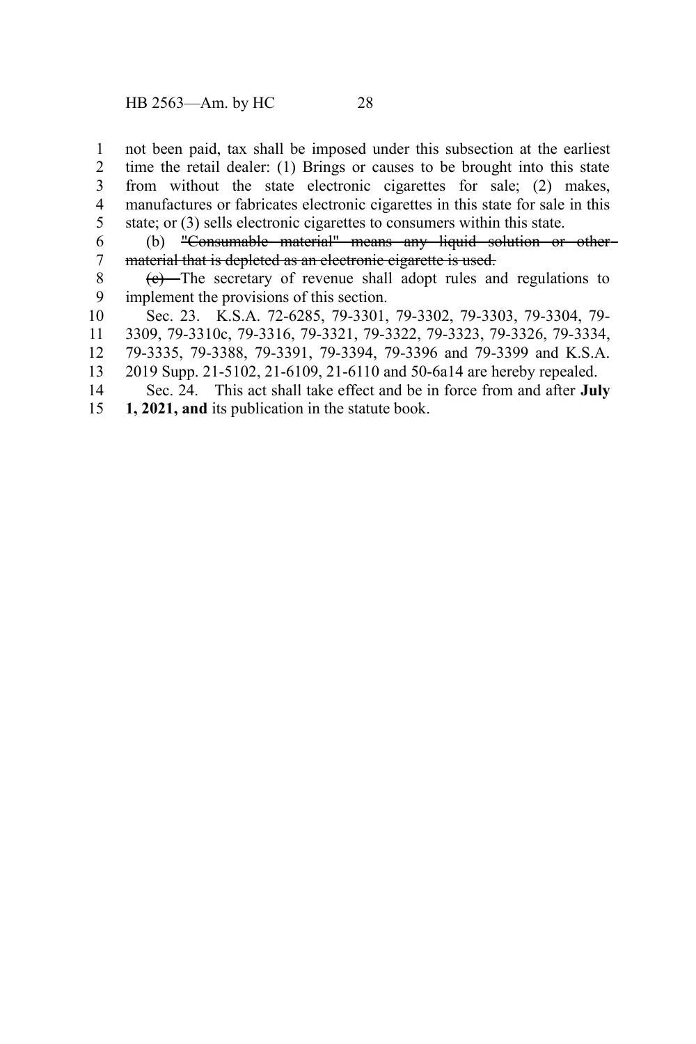not been paid, tax shall be imposed under this subsection at the earliest time the retail dealer: (1) Brings or causes to be brought into this state from without the state electronic cigarettes for sale; (2) makes, manufactures or fabricates electronic cigarettes in this state for sale in this state; or (3) sells electronic cigarettes to consumers within this state.

(b) ~~"Consumable material" means any liquid solution or other material that is depleted as an electronic cigarette is used.~~

~~(c)~~ The secretary of revenue shall adopt rules and regulations to implement the provisions of this section.

Sec. 23. K.S.A. 72-6285, 79-3301, 79-3302, 79-3303, 79-3304, 79-3309, 79-3310c, 79-3316, 79-3321, 79-3322, 79-3323, 79-3326, 79-3334, 79-3335, 79-3388, 79-3391, 79-3394, 79-3396 and 79-3399 and K.S.A. 2019 Supp. 21-5102, 21-6109, 21-6110 and 50-6a14 are hereby repealed.

Sec. 24. This act shall take effect and be in force from and after **July 1, 2021, and** its publication in the statute book.